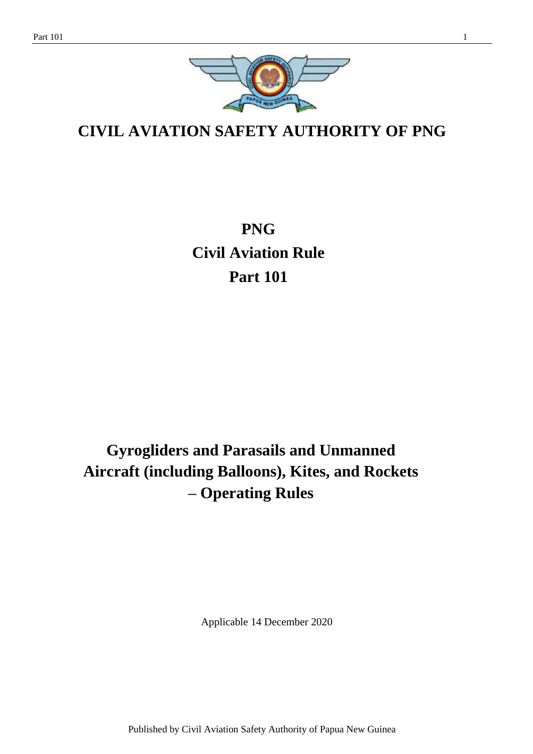# CIVIL AVIATION SAFETY AUTHORITY OF PNG

# PNG
# Civil Aviation Rule
# Part 101

## Gyrogliders and Parasails and Unmanned Aircraft (including Balloons), Kites, and Rockets – Operating Rules

Applicable 14 December 2020

Published by Civil Aviation Safety Authority of Papua New Guinea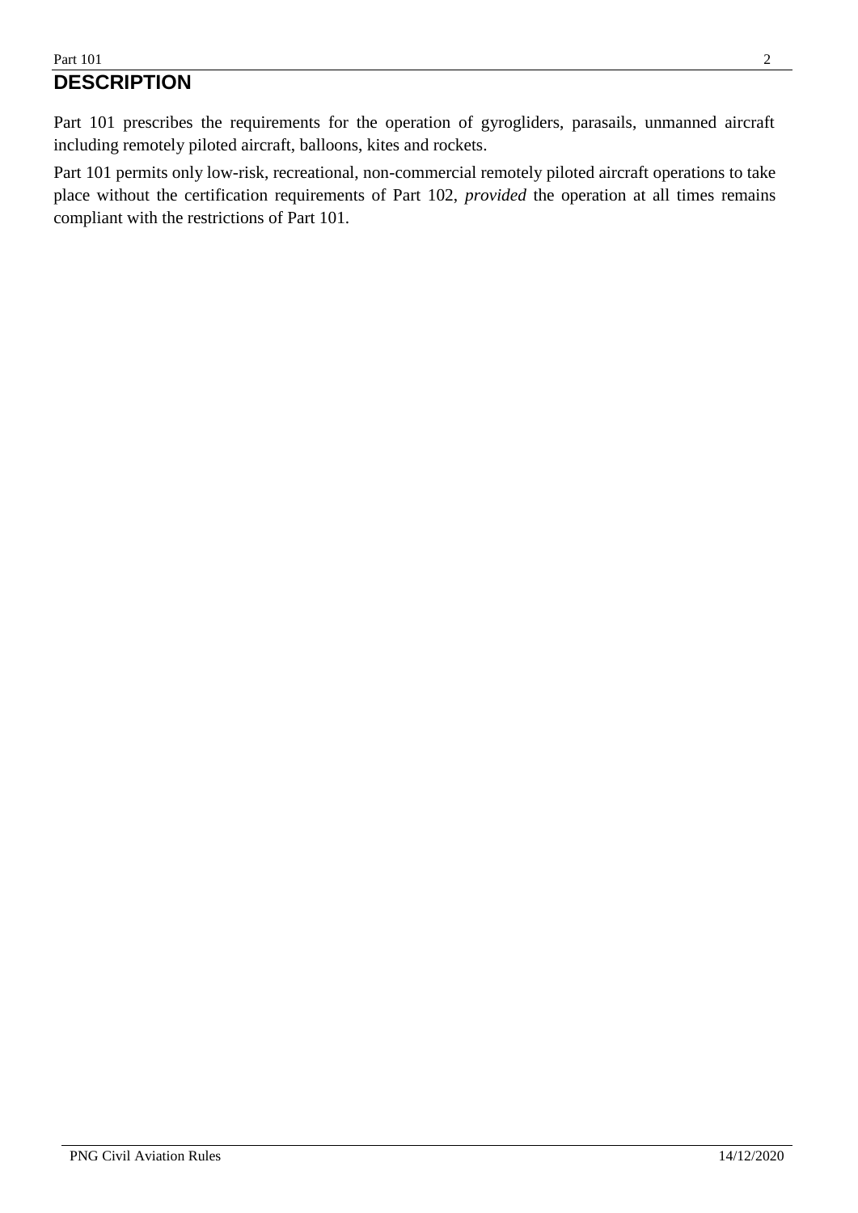# DESCRIPTION

Part 101 prescribes the requirements for the operation of gyrogliders, parasails, unmanned aircraft including remotely piloted aircraft, balloons, kites and rockets.

Part 101 permits only low-risk, recreational, non-commercial remotely piloted aircraft operations to take place without the certification requirements of Part 102, *provided* the operation at all times remains compliant with the restrictions of Part 101.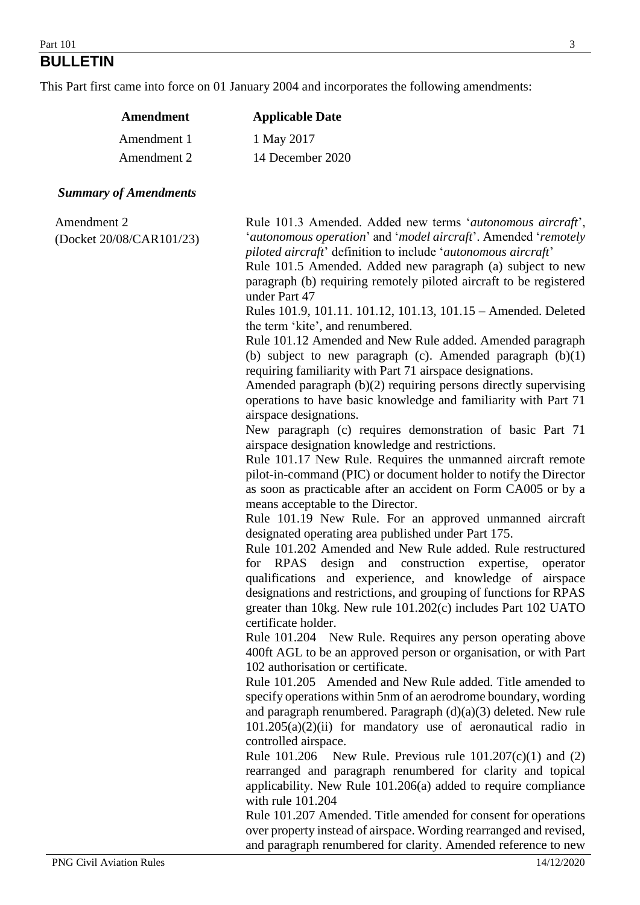# BULLETIN

This Part first came into force on 01 January 2004 and incorporates the following amendments:

| Amendment | Applicable Date |
|---|---|
| Amendment 1 | 1 May 2017 |
| Amendment 2 | 14 December 2020 |

***Summary of Amendments***

| | |
|---|---|
| Amendment 2 (Docket 20/08/CAR101/23) | Rule 101.3 Amended. Added new terms '*autonomous aircraft*', '*autonomous operation*' and '*model aircraft*'. Amended '*remotely piloted aircraft*' definition to include '*autonomous aircraft*'<br>Rule 101.5 Amended. Added new paragraph (a) subject to new paragraph (b) requiring remotely piloted aircraft to be registered under Part 47<br>Rules 101.9, 101.11. 101.12, 101.13, 101.15 – Amended. Deleted the term 'kite', and renumbered.<br>Rule 101.12 Amended and New Rule added. Amended paragraph (b) subject to new paragraph (c). Amended paragraph (b)(1) requiring familiarity with Part 71 airspace designations.<br>Amended paragraph (b)(2) requiring persons directly supervising operations to have basic knowledge and familiarity with Part 71 airspace designations.<br>New paragraph (c) requires demonstration of basic Part 71 airspace designation knowledge and restrictions.<br>Rule 101.17 New Rule. Requires the unmanned aircraft remote pilot-in-command (PIC) or document holder to notify the Director as soon as practicable after an accident on Form CA005 or by a means acceptable to the Director.<br>Rule 101.19 New Rule. For an approved unmanned aircraft designated operating area published under Part 175.<br>Rule 101.202 Amended and New Rule added. Rule restructured for RPAS design and construction expertise, operator qualifications and experience, and knowledge of airspace designations and restrictions, and grouping of functions for RPAS greater than 10kg. New rule 101.202(c) includes Part 102 UATO certificate holder.<br>Rule 101.204 New Rule. Requires any person operating above 400ft AGL to be an approved person or organisation, or with Part 102 authorisation or certificate.<br>Rule 101.205 Amended and New Rule added. Title amended to specify operations within 5nm of an aerodrome boundary, wording and paragraph renumbered. Paragraph (d)(a)(3) deleted. New rule 101.205(a)(2)(ii) for mandatory use of aeronautical radio in controlled airspace.<br>Rule 101.206 New Rule. Previous rule 101.207(c)(1) and (2) rearranged and paragraph renumbered for clarity and topical applicability. New Rule 101.206(a) added to require compliance with rule 101.204<br>Rule 101.207 Amended. Title amended for consent for operations over property instead of airspace. Wording rearranged and revised, and paragraph renumbered for clarity. Amended reference to new |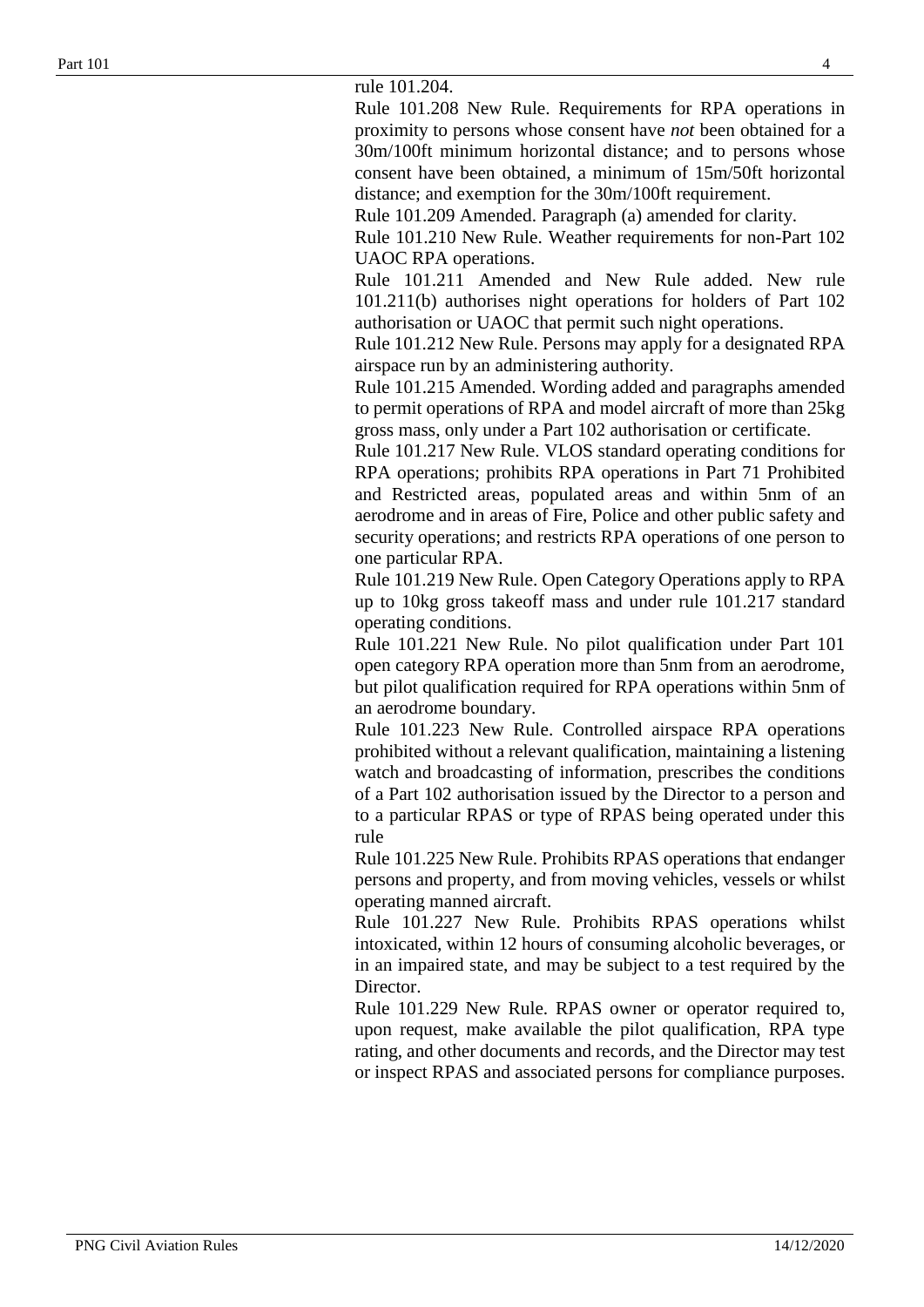rule 101.204.

Rule 101.208 New Rule. Requirements for RPA operations in proximity to persons whose consent have *not* been obtained for a 30m/100ft minimum horizontal distance; and to persons whose consent have been obtained, a minimum of 15m/50ft horizontal distance; and exemption for the 30m/100ft requirement.

Rule 101.209 Amended. Paragraph (a) amended for clarity.

Rule 101.210 New Rule. Weather requirements for non-Part 102 UAOC RPA operations.

Rule 101.211 Amended and New Rule added. New rule 101.211(b) authorises night operations for holders of Part 102 authorisation or UAOC that permit such night operations.

Rule 101.212 New Rule. Persons may apply for a designated RPA airspace run by an administering authority.

Rule 101.215 Amended. Wording added and paragraphs amended to permit operations of RPA and model aircraft of more than 25kg gross mass, only under a Part 102 authorisation or certificate.

Rule 101.217 New Rule. VLOS standard operating conditions for RPA operations; prohibits RPA operations in Part 71 Prohibited and Restricted areas, populated areas and within 5nm of an aerodrome and in areas of Fire, Police and other public safety and security operations; and restricts RPA operations of one person to one particular RPA.

Rule 101.219 New Rule. Open Category Operations apply to RPA up to 10kg gross takeoff mass and under rule 101.217 standard operating conditions.

Rule 101.221 New Rule. No pilot qualification under Part 101 open category RPA operation more than 5nm from an aerodrome, but pilot qualification required for RPA operations within 5nm of an aerodrome boundary.

Rule 101.223 New Rule. Controlled airspace RPA operations prohibited without a relevant qualification, maintaining a listening watch and broadcasting of information, prescribes the conditions of a Part 102 authorisation issued by the Director to a person and to a particular RPAS or type of RPAS being operated under this rule

Rule 101.225 New Rule. Prohibits RPAS operations that endanger persons and property, and from moving vehicles, vessels or whilst operating manned aircraft.

Rule 101.227 New Rule. Prohibits RPAS operations whilst intoxicated, within 12 hours of consuming alcoholic beverages, or in an impaired state, and may be subject to a test required by the Director.

Rule 101.229 New Rule. RPAS owner or operator required to, upon request, make available the pilot qualification, RPA type rating, and other documents and records, and the Director may test or inspect RPAS and associated persons for compliance purposes.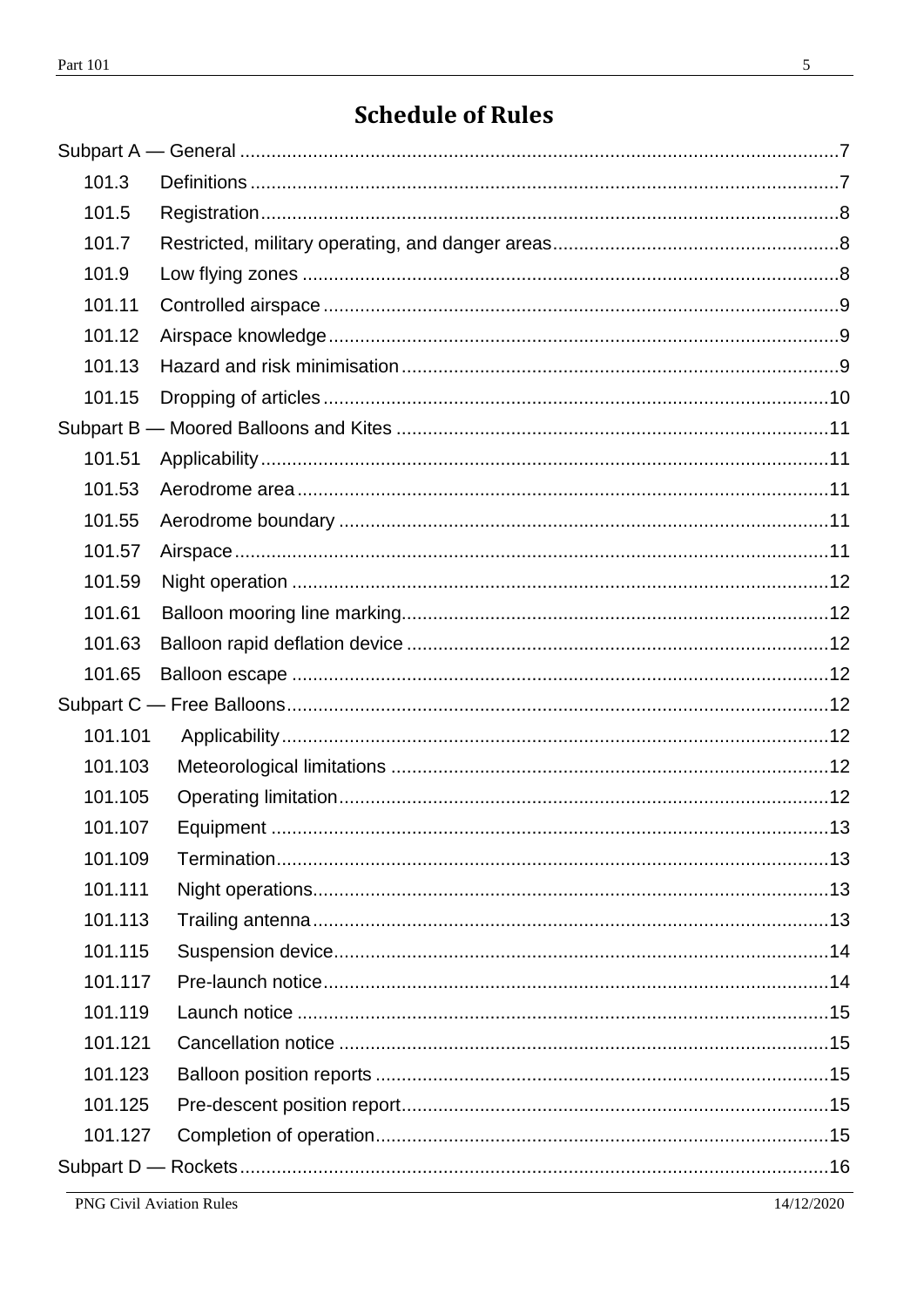# Schedule of Rules

Subpart A — General ........................................................................................................7

- 101.3 Definitions .......................................................................................................7
- 101.5 Registration.......................................................................................................8
- 101.7 Restricted, military operating, and danger areas...............................................8
- 101.9 Low flying zones ...............................................................................................8
- 101.11 Controlled airspace ..........................................................................................9
- 101.12 Airspace knowledge.........................................................................................9
- 101.13 Hazard and risk minimisation ...........................................................................9
- 101.15 Dropping of articles .........................................................................................10

Subpart B — Moored Balloons and Kites .......................................................................11

- 101.51 Applicability .....................................................................................................11
- 101.53 Aerodrome area ...............................................................................................11
- 101.55 Aerodrome boundary .......................................................................................11
- 101.57 Airspace ...........................................................................................................11
- 101.59 Night operation ................................................................................................12
- 101.61 Balloon mooring line marking...........................................................................12
- 101.63 Balloon rapid deflation device ..........................................................................12
- 101.65 Balloon escape ................................................................................................12

Subpart C — Free Balloons.............................................................................................12

- 101.101 Applicability ....................................................................................................12
- 101.103 Meteorological limitations ...............................................................................12
- 101.105 Operating limitation.........................................................................................12
- 101.107 Equipment ......................................................................................................13
- 101.109 Termination.....................................................................................................13
- 101.111 Night operations..............................................................................................13
- 101.113 Trailing antenna ..............................................................................................13
- 101.115 Suspension device..........................................................................................14
- 101.117 Pre-launch notice............................................................................................14
- 101.119 Launch notice .................................................................................................15
- 101.121 Cancellation notice .........................................................................................15
- 101.123 Balloon position reports ..................................................................................15
- 101.125 Pre-descent position report.............................................................................15
- 101.127 Completion of operation..................................................................................15

Subpart D — Rockets......................................................................................................16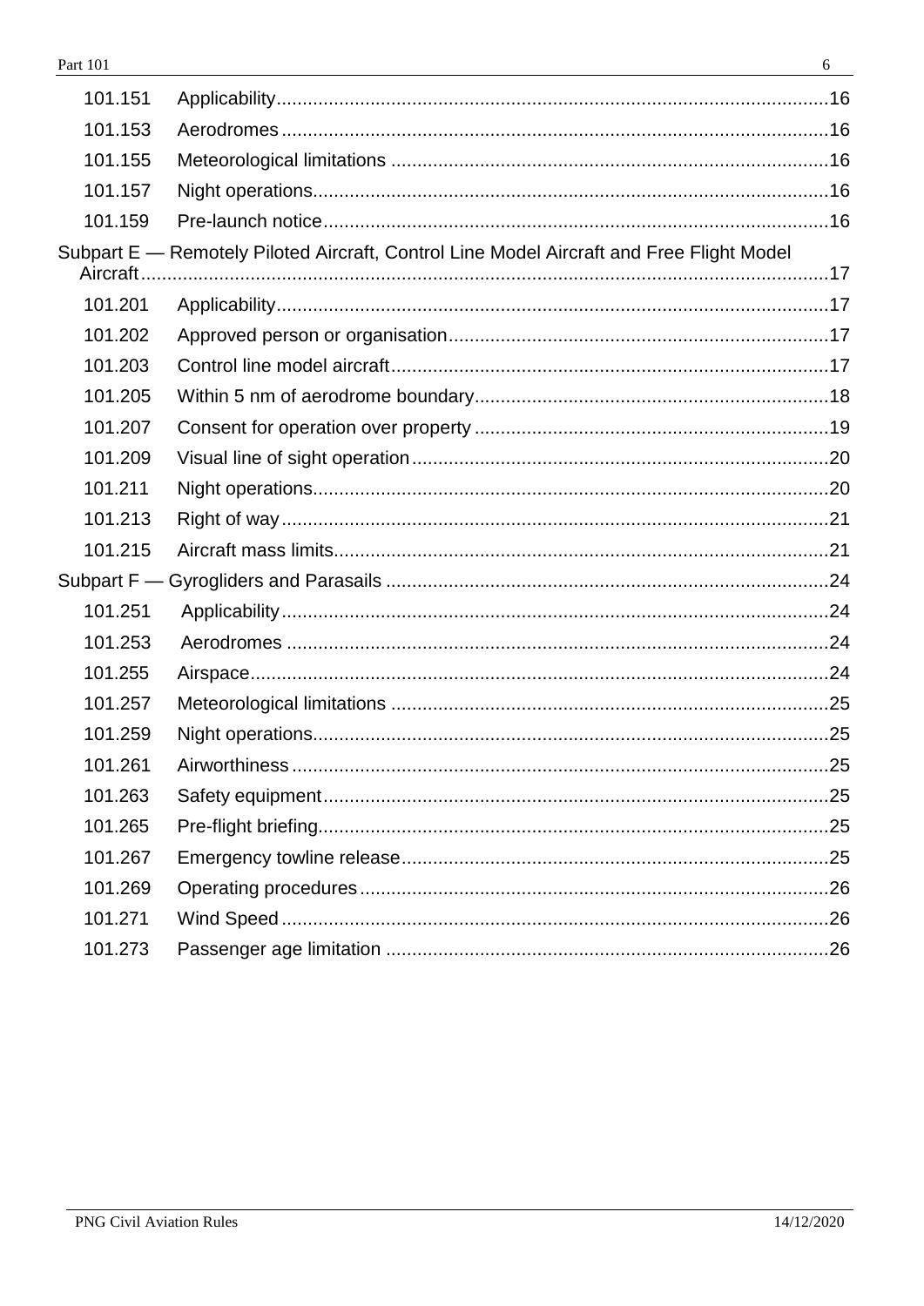101.151 Applicability....16

101.153 Aerodromes....16

101.155 Meteorological limitations....16

101.157 Night operations....16

101.159 Pre-launch notice....16

Subpart E — Remotely Piloted Aircraft, Control Line Model Aircraft and Free Flight Model Aircraft....17

101.201 Applicability....17

101.202 Approved person or organisation....17

101.203 Control line model aircraft....17

101.205 Within 5 nm of aerodrome boundary....18

101.207 Consent for operation over property....19

101.209 Visual line of sight operation....20

101.211 Night operations....20

101.213 Right of way....21

101.215 Aircraft mass limits....21

Subpart F — Gyrogliders and Parasails....24

101.251 Applicability....24

101.253 Aerodromes....24

101.255 Airspace....24

101.257 Meteorological limitations....25

101.259 Night operations....25

101.261 Airworthiness....25

101.263 Safety equipment....25

101.265 Pre-flight briefing....25

101.267 Emergency towline release....25

101.269 Operating procedures....26

101.271 Wind Speed....26

101.273 Passenger age limitation....26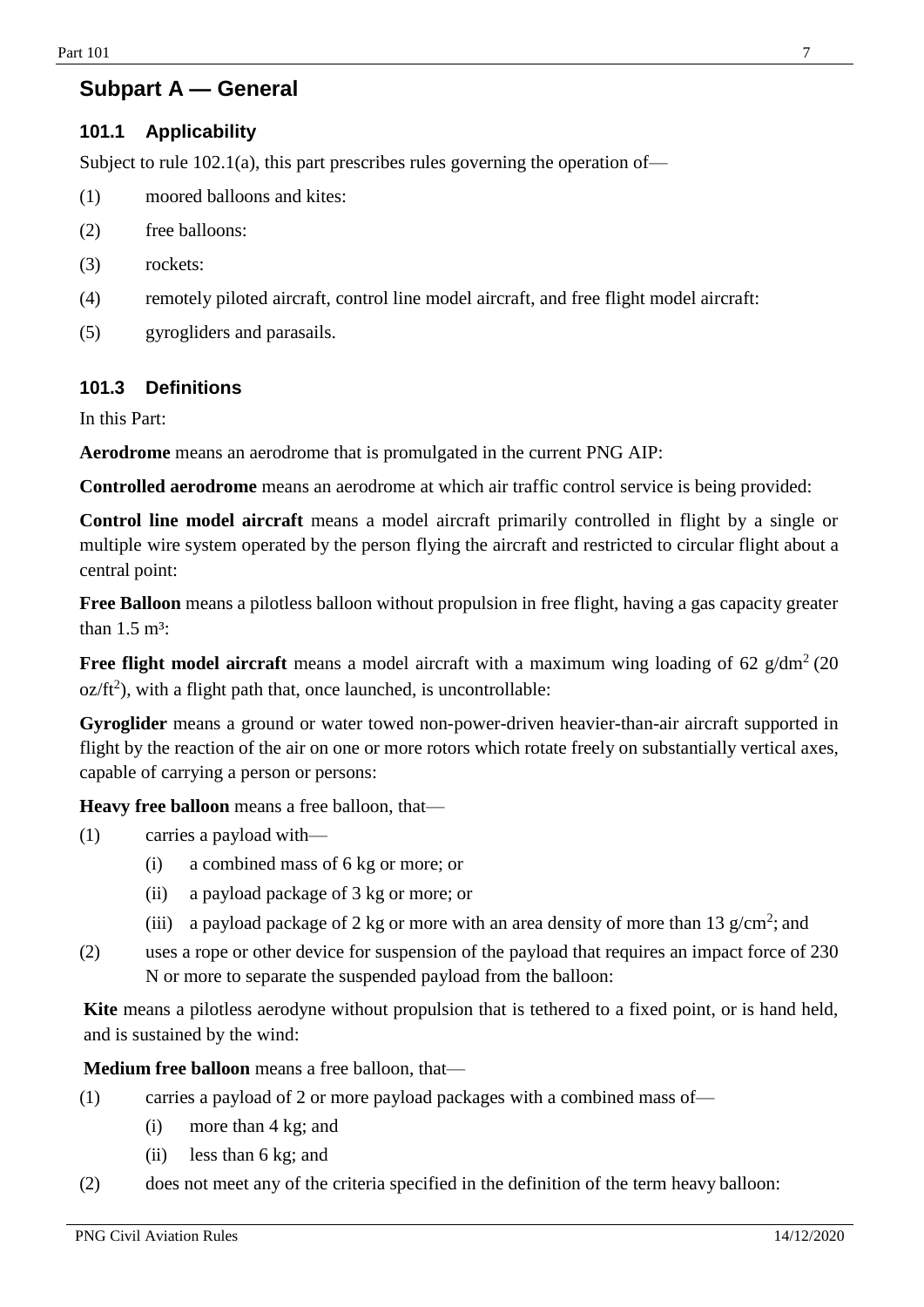## Subpart A — General

### 101.1 Applicability

Subject to rule 102.1(a), this part prescribes rules governing the operation of—

(1) moored balloons and kites:

(2) free balloons:

(3) rockets:

(4) remotely piloted aircraft, control line model aircraft, and free flight model aircraft:

(5) gyrogliders and parasails.

### 101.3 Definitions

In this Part:

**Aerodrome** means an aerodrome that is promulgated in the current PNG AIP:

**Controlled aerodrome** means an aerodrome at which air traffic control service is being provided:

**Control line model aircraft** means a model aircraft primarily controlled in flight by a single or multiple wire system operated by the person flying the aircraft and restricted to circular flight about a central point:

**Free Balloon** means a pilotless balloon without propulsion in free flight, having a gas capacity greater than 1.5 $m^3$:

**Free flight model aircraft** means a model aircraft with a maximum wing loading of 62 $g/dm^2$ (20 $oz/ft^2$), with a flight path that, once launched, is uncontrollable:

**Gyroglider** means a ground or water towed non-power-driven heavier-than-air aircraft supported in flight by the reaction of the air on one or more rotors which rotate freely on substantially vertical axes, capable of carrying a person or persons:

**Heavy free balloon** means a free balloon, that—

(1) carries a payload with—

- (i) a combined mass of 6 kg or more; or
- (ii) a payload package of 3 kg or more; or
- (iii) a payload package of 2 kg or more with an area density of more than 13 $g/cm^2$; and

(2) uses a rope or other device for suspension of the payload that requires an impact force of 230 N or more to separate the suspended payload from the balloon:

**Kite** means a pilotless aerodyne without propulsion that is tethered to a fixed point, or is hand held, and is sustained by the wind:

**Medium free balloon** means a free balloon, that—

(1) carries a payload of 2 or more payload packages with a combined mass of—

- (i) more than 4 kg; and
- (ii) less than 6 kg; and

(2) does not meet any of the criteria specified in the definition of the term heavy balloon: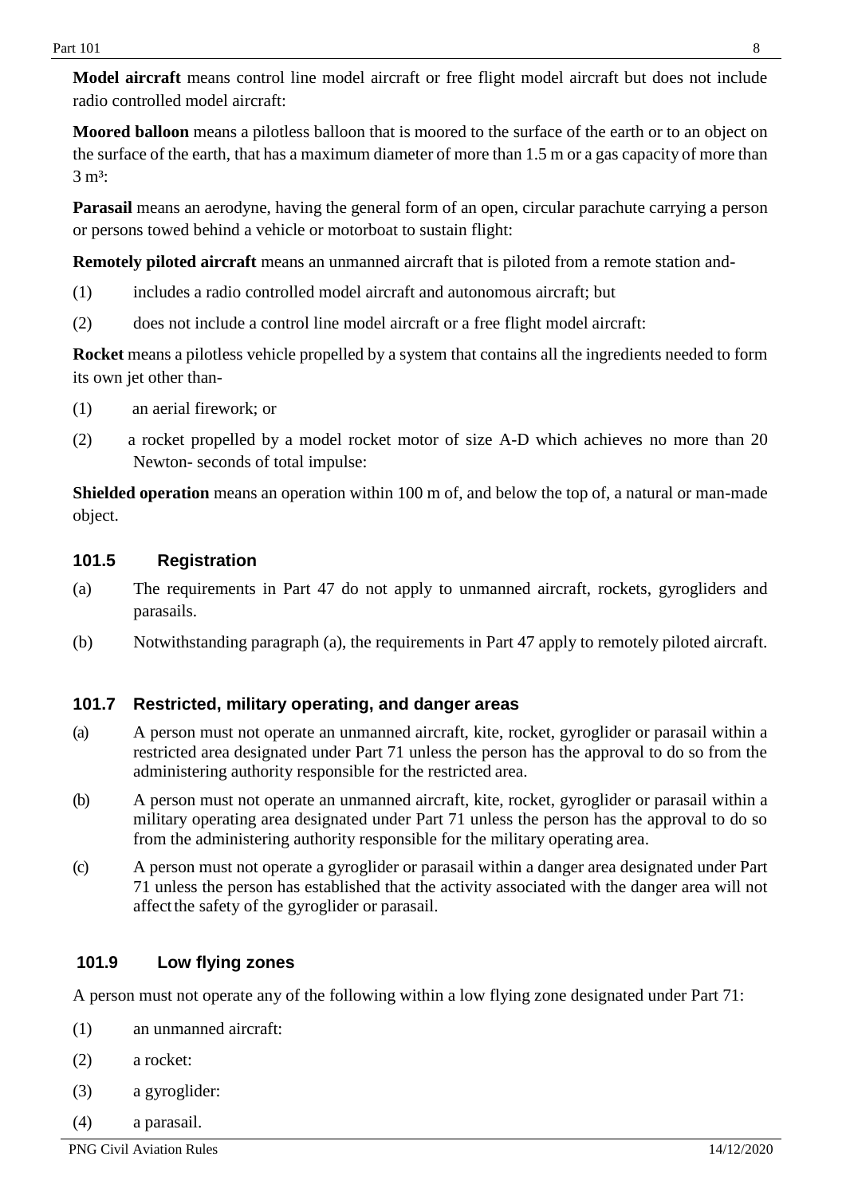**Model aircraft** means control line model aircraft or free flight model aircraft but does not include radio controlled model aircraft:

**Moored balloon** means a pilotless balloon that is moored to the surface of the earth or to an object on the surface of the earth, that has a maximum diameter of more than 1.5 m or a gas capacity of more than 3 $m^3$:

**Parasail** means an aerodyne, having the general form of an open, circular parachute carrying a person or persons towed behind a vehicle or motorboat to sustain flight:

**Remotely piloted aircraft** means an unmanned aircraft that is piloted from a remote station and-

(1) includes a radio controlled model aircraft and autonomous aircraft; but

(2) does not include a control line model aircraft or a free flight model aircraft:

**Rocket** means a pilotless vehicle propelled by a system that contains all the ingredients needed to form its own jet other than-

(1) an aerial firework; or

(2) a rocket propelled by a model rocket motor of size A-D which achieves no more than 20 Newton- seconds of total impulse:

**Shielded operation** means an operation within 100 m of, and below the top of, a natural or man-made object.

### 101.5 Registration

(a) The requirements in Part 47 do not apply to unmanned aircraft, rockets, gyrogliders and parasails.

(b) Notwithstanding paragraph (a), the requirements in Part 47 apply to remotely piloted aircraft.

### 101.7 Restricted, military operating, and danger areas

(a) A person must not operate an unmanned aircraft, kite, rocket, gyroglider or parasail within a restricted area designated under Part 71 unless the person has the approval to do so from the administering authority responsible for the restricted area.

(b) A person must not operate an unmanned aircraft, kite, rocket, gyroglider or parasail within a military operating area designated under Part 71 unless the person has the approval to do so from the administering authority responsible for the military operating area.

(c) A person must not operate a gyroglider or parasail within a danger area designated under Part 71 unless the person has established that the activity associated with the danger area will not affect the safety of the gyroglider or parasail.

### 101.9 Low flying zones

A person must not operate any of the following within a low flying zone designated under Part 71:

(1) an unmanned aircraft:

(2) a rocket:

(3) a gyroglider:

(4) a parasail.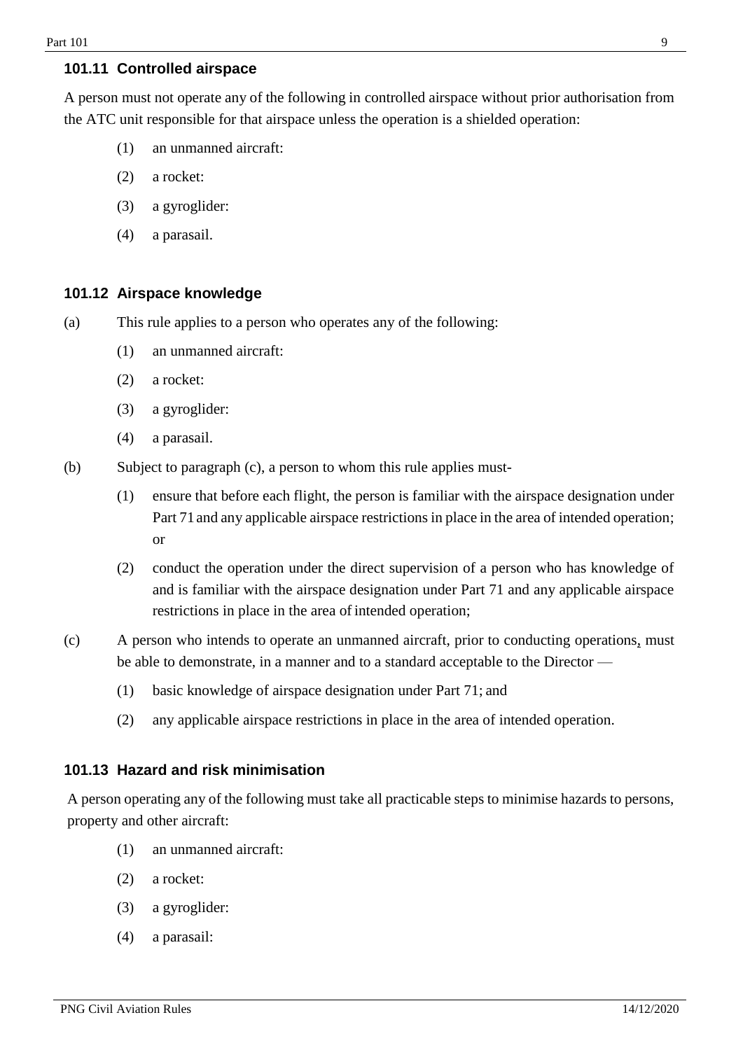### 101.11 Controlled airspace

A person must not operate any of the following in controlled airspace without prior authorisation from the ATC unit responsible for that airspace unless the operation is a shielded operation:

(1) an unmanned aircraft:

(2) a rocket:

(3) a gyroglider:

(4) a parasail.

### 101.12 Airspace knowledge

(a) This rule applies to a person who operates any of the following:

(1) an unmanned aircraft:

(2) a rocket:

(3) a gyroglider:

(4) a parasail.

(b) Subject to paragraph (c), a person to whom this rule applies must-

(1) ensure that before each flight, the person is familiar with the airspace designation under Part 71 and any applicable airspace restrictions in place in the area of intended operation; or

(2) conduct the operation under the direct supervision of a person who has knowledge of and is familiar with the airspace designation under Part 71 and any applicable airspace restrictions in place in the area of intended operation;

(c) A person who intends to operate an unmanned aircraft, prior to conducting operations, must be able to demonstrate, in a manner and to a standard acceptable to the Director —

(1) basic knowledge of airspace designation under Part 71; and

(2) any applicable airspace restrictions in place in the area of intended operation.

### 101.13 Hazard and risk minimisation

A person operating any of the following must take all practicable steps to minimise hazards to persons, property and other aircraft:

(1) an unmanned aircraft:

(2) a rocket:

(3) a gyroglider:

(4) a parasail: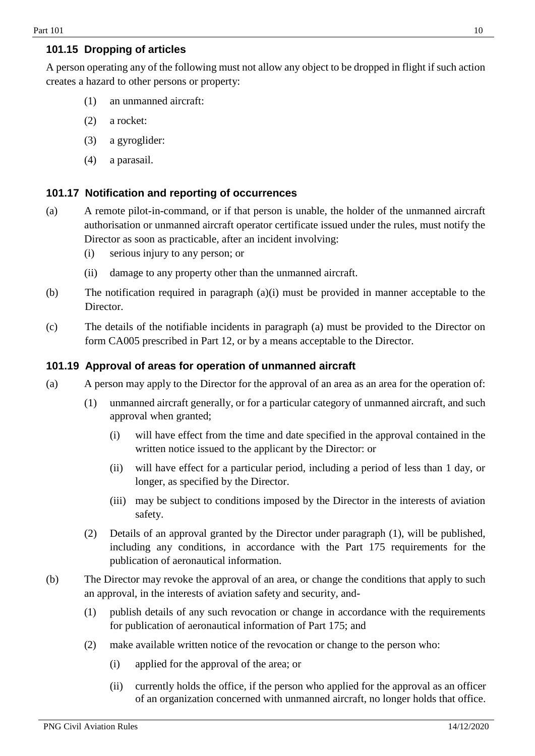### 101.15 Dropping of articles

A person operating any of the following must not allow any object to be dropped in flight if such action creates a hazard to other persons or property:

(1) an unmanned aircraft:

(2) a rocket:

(3) a gyroglider:

(4) a parasail.

### 101.17 Notification and reporting of occurrences

(a) A remote pilot-in-command, or if that person is unable, the holder of the unmanned aircraft authorisation or unmanned aircraft operator certificate issued under the rules, must notify the Director as soon as practicable, after an incident involving:

  (i) serious injury to any person; or

  (ii) damage to any property other than the unmanned aircraft.

(b) The notification required in paragraph (a)(i) must be provided in manner acceptable to the Director.

(c) The details of the notifiable incidents in paragraph (a) must be provided to the Director on form CA005 prescribed in Part 12, or by a means acceptable to the Director.

### 101.19 Approval of areas for operation of unmanned aircraft

(a) A person may apply to the Director for the approval of an area as an area for the operation of:

  (1) unmanned aircraft generally, or for a particular category of unmanned aircraft, and such approval when granted;

    (i) will have effect from the time and date specified in the approval contained in the written notice issued to the applicant by the Director: or

    (ii) will have effect for a particular period, including a period of less than 1 day, or longer, as specified by the Director.

    (iii) may be subject to conditions imposed by the Director in the interests of aviation safety.

  (2) Details of an approval granted by the Director under paragraph (1), will be published, including any conditions, in accordance with the Part 175 requirements for the publication of aeronautical information.

(b) The Director may revoke the approval of an area, or change the conditions that apply to such an approval, in the interests of aviation safety and security, and-

  (1) publish details of any such revocation or change in accordance with the requirements for publication of aeronautical information of Part 175; and

  (2) make available written notice of the revocation or change to the person who:

    (i) applied for the approval of the area; or

    (ii) currently holds the office, if the person who applied for the approval as an officer of an organization concerned with unmanned aircraft, no longer holds that office.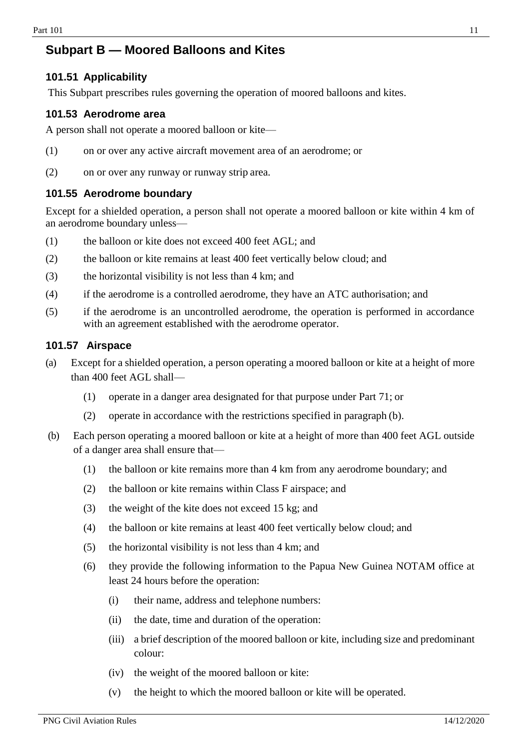## Subpart B — Moored Balloons and Kites

### 101.51 Applicability

This Subpart prescribes rules governing the operation of moored balloons and kites.

### 101.53 Aerodrome area

A person shall not operate a moored balloon or kite—

(1) on or over any active aircraft movement area of an aerodrome; or

(2) on or over any runway or runway strip area.

### 101.55 Aerodrome boundary

Except for a shielded operation, a person shall not operate a moored balloon or kite within 4 km of an aerodrome boundary unless—

(1) the balloon or kite does not exceed 400 feet AGL; and

(2) the balloon or kite remains at least 400 feet vertically below cloud; and

(3) the horizontal visibility is not less than 4 km; and

(4) if the aerodrome is a controlled aerodrome, they have an ATC authorisation; and

(5) if the aerodrome is an uncontrolled aerodrome, the operation is performed in accordance with an agreement established with the aerodrome operator.

### 101.57 Airspace

(a) Except for a shielded operation, a person operating a moored balloon or kite at a height of more than 400 feet AGL shall—

  (1) operate in a danger area designated for that purpose under Part 71; or

  (2) operate in accordance with the restrictions specified in paragraph (b).

(b) Each person operating a moored balloon or kite at a height of more than 400 feet AGL outside of a danger area shall ensure that—

  (1) the balloon or kite remains more than 4 km from any aerodrome boundary; and

  (2) the balloon or kite remains within Class F airspace; and

  (3) the weight of the kite does not exceed 15 kg; and

  (4) the balloon or kite remains at least 400 feet vertically below cloud; and

  (5) the horizontal visibility is not less than 4 km; and

  (6) they provide the following information to the Papua New Guinea NOTAM office at least 24 hours before the operation:

    (i) their name, address and telephone numbers:

    (ii) the date, time and duration of the operation:

    (iii) a brief description of the moored balloon or kite, including size and predominant colour:

    (iv) the weight of the moored balloon or kite:

    (v) the height to which the moored balloon or kite will be operated.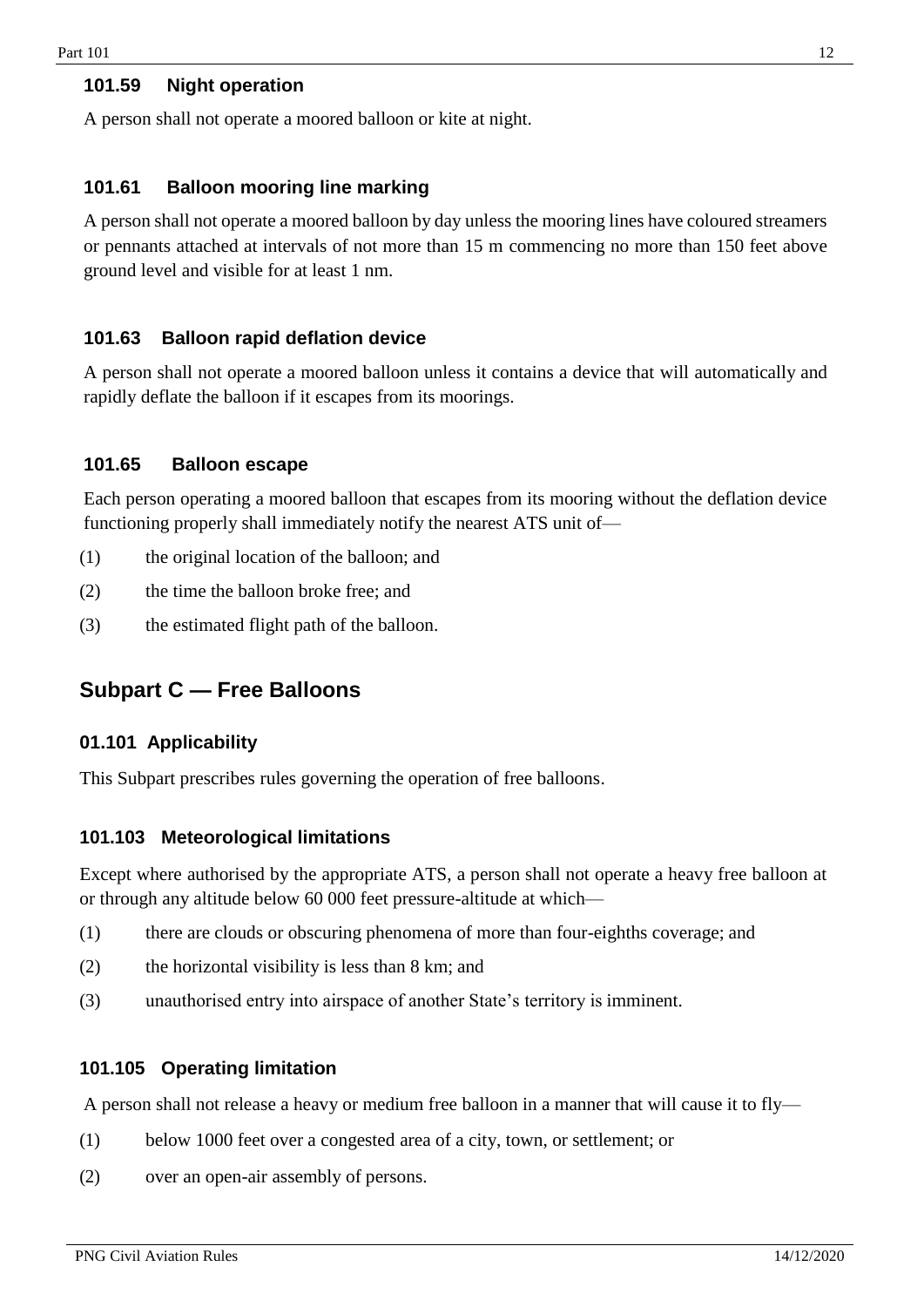### 101.59 Night operation

A person shall not operate a moored balloon or kite at night.

### 101.61 Balloon mooring line marking

A person shall not operate a moored balloon by day unless the mooring lines have coloured streamers or pennants attached at intervals of not more than 15 m commencing no more than 150 feet above ground level and visible for at least 1 nm.

### 101.63 Balloon rapid deflation device

A person shall not operate a moored balloon unless it contains a device that will automatically and rapidly deflate the balloon if it escapes from its moorings.

### 101.65 Balloon escape

Each person operating a moored balloon that escapes from its mooring without the deflation device functioning properly shall immediately notify the nearest ATS unit of—

(1) the original location of the balloon; and

(2) the time the balloon broke free; and

(3) the estimated flight path of the balloon.

## Subpart C — Free Balloons

### 01.101 Applicability

This Subpart prescribes rules governing the operation of free balloons.

### 101.103 Meteorological limitations

Except where authorised by the appropriate ATS, a person shall not operate a heavy free balloon at or through any altitude below 60 000 feet pressure-altitude at which—

(1) there are clouds or obscuring phenomena of more than four-eighths coverage; and

(2) the horizontal visibility is less than 8 km; and

(3) unauthorised entry into airspace of another State's territory is imminent.

### 101.105 Operating limitation

A person shall not release a heavy or medium free balloon in a manner that will cause it to fly—

(1) below 1000 feet over a congested area of a city, town, or settlement; or

(2) over an open-air assembly of persons.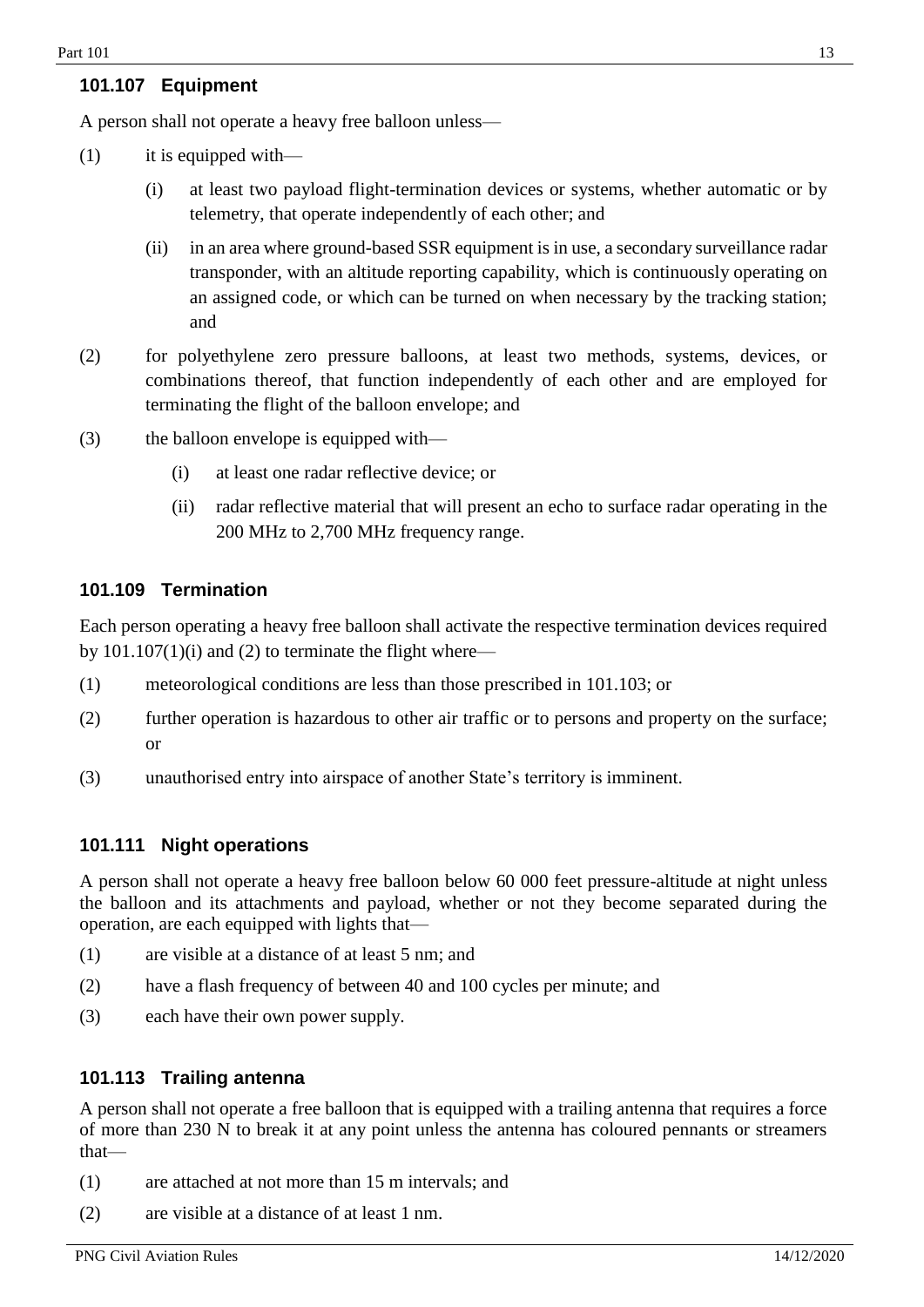### 101.107 Equipment

A person shall not operate a heavy free balloon unless—

(1) it is equipped with—

  (i) at least two payload flight-termination devices or systems, whether automatic or by telemetry, that operate independently of each other; and

  (ii) in an area where ground-based SSR equipment is in use, a secondary surveillance radar transponder, with an altitude reporting capability, which is continuously operating on an assigned code, or which can be turned on when necessary by the tracking station; and

(2) for polyethylene zero pressure balloons, at least two methods, systems, devices, or combinations thereof, that function independently of each other and are employed for terminating the flight of the balloon envelope; and

(3) the balloon envelope is equipped with—

  (i) at least one radar reflective device; or

  (ii) radar reflective material that will present an echo to surface radar operating in the 200 MHz to 2,700 MHz frequency range.

### 101.109 Termination

Each person operating a heavy free balloon shall activate the respective termination devices required by 101.107(1)(i) and (2) to terminate the flight where—

(1) meteorological conditions are less than those prescribed in 101.103; or

(2) further operation is hazardous to other air traffic or to persons and property on the surface; or

(3) unauthorised entry into airspace of another State's territory is imminent.

### 101.111 Night operations

A person shall not operate a heavy free balloon below 60 000 feet pressure-altitude at night unless the balloon and its attachments and payload, whether or not they become separated during the operation, are each equipped with lights that—

(1) are visible at a distance of at least 5 nm; and

(2) have a flash frequency of between 40 and 100 cycles per minute; and

(3) each have their own power supply.

### 101.113 Trailing antenna

A person shall not operate a free balloon that is equipped with a trailing antenna that requires a force of more than 230 N to break it at any point unless the antenna has coloured pennants or streamers that—

(1) are attached at not more than 15 m intervals; and

(2) are visible at a distance of at least 1 nm.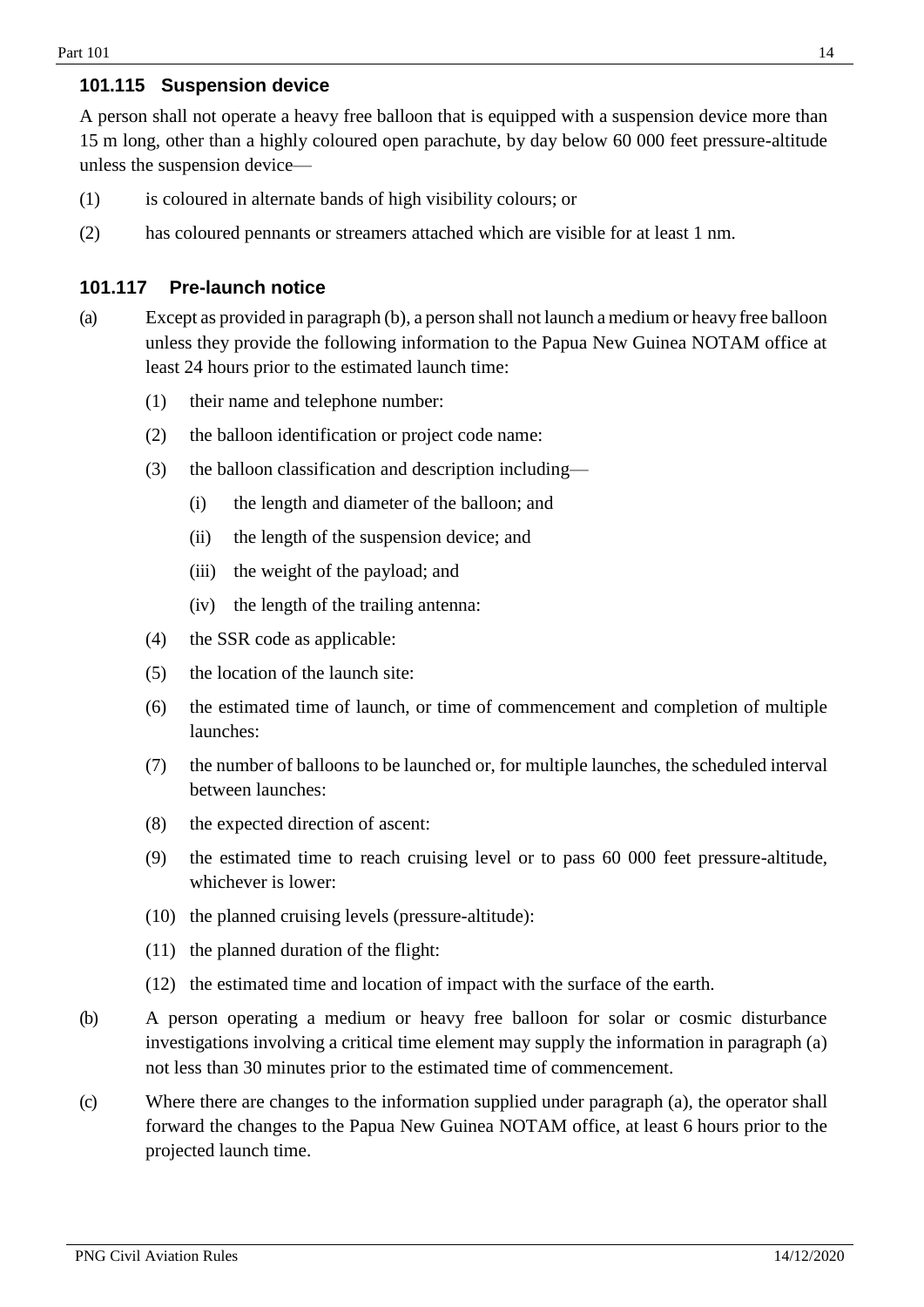### 101.115 Suspension device

A person shall not operate a heavy free balloon that is equipped with a suspension device more than 15 m long, other than a highly coloured open parachute, by day below 60 000 feet pressure-altitude unless the suspension device—

(1) is coloured in alternate bands of high visibility colours; or

(2) has coloured pennants or streamers attached which are visible for at least 1 nm.

### 101.117 Pre-launch notice

(a) Except as provided in paragraph (b), a person shall not launch a medium or heavy free balloon unless they provide the following information to the Papua New Guinea NOTAM office at least 24 hours prior to the estimated launch time:

  (1) their name and telephone number:

  (2) the balloon identification or project code name:

  (3) the balloon classification and description including—

    (i) the length and diameter of the balloon; and

    (ii) the length of the suspension device; and

    (iii) the weight of the payload; and

    (iv) the length of the trailing antenna:

  (4) the SSR code as applicable:

  (5) the location of the launch site:

  (6) the estimated time of launch, or time of commencement and completion of multiple launches:

  (7) the number of balloons to be launched or, for multiple launches, the scheduled interval between launches:

  (8) the expected direction of ascent:

  (9) the estimated time to reach cruising level or to pass 60 000 feet pressure-altitude, whichever is lower:

  (10) the planned cruising levels (pressure-altitude):

  (11) the planned duration of the flight:

  (12) the estimated time and location of impact with the surface of the earth.

(b) A person operating a medium or heavy free balloon for solar or cosmic disturbance investigations involving a critical time element may supply the information in paragraph (a) not less than 30 minutes prior to the estimated time of commencement.

(c) Where there are changes to the information supplied under paragraph (a), the operator shall forward the changes to the Papua New Guinea NOTAM office, at least 6 hours prior to the projected launch time.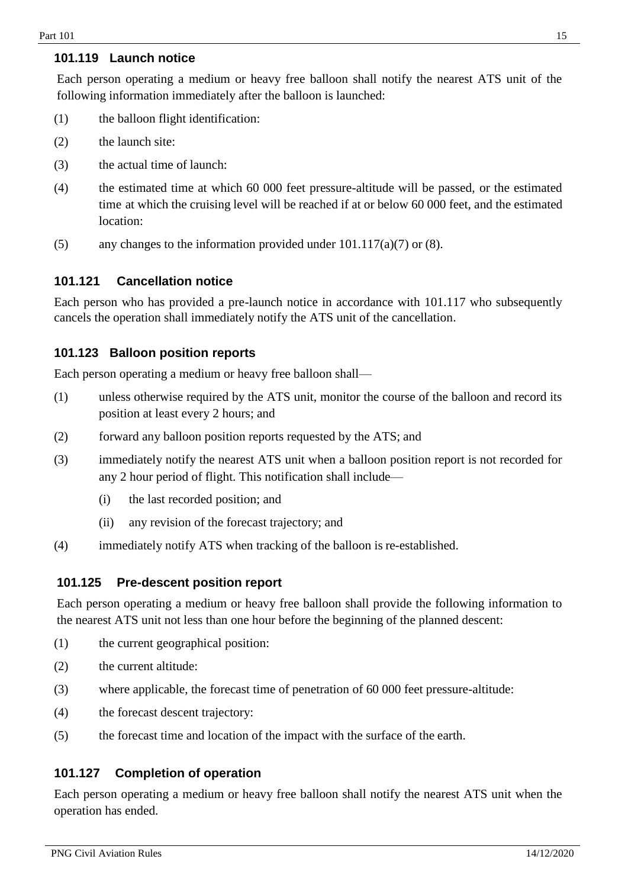### 101.119 Launch notice

Each person operating a medium or heavy free balloon shall notify the nearest ATS unit of the following information immediately after the balloon is launched:

(1) the balloon flight identification:

(2) the launch site:

(3) the actual time of launch:

(4) the estimated time at which 60 000 feet pressure-altitude will be passed, or the estimated time at which the cruising level will be reached if at or below 60 000 feet, and the estimated location:

(5) any changes to the information provided under 101.117(a)(7) or (8).

### 101.121 Cancellation notice

Each person who has provided a pre-launch notice in accordance with 101.117 who subsequently cancels the operation shall immediately notify the ATS unit of the cancellation.

### 101.123 Balloon position reports

Each person operating a medium or heavy free balloon shall—

(1) unless otherwise required by the ATS unit, monitor the course of the balloon and record its position at least every 2 hours; and

(2) forward any balloon position reports requested by the ATS; and

(3) immediately notify the nearest ATS unit when a balloon position report is not recorded for any 2 hour period of flight. This notification shall include—

  (i) the last recorded position; and

  (ii) any revision of the forecast trajectory; and

(4) immediately notify ATS when tracking of the balloon is re-established.

### 101.125 Pre-descent position report

Each person operating a medium or heavy free balloon shall provide the following information to the nearest ATS unit not less than one hour before the beginning of the planned descent:

(1) the current geographical position:

(2) the current altitude:

(3) where applicable, the forecast time of penetration of 60 000 feet pressure-altitude:

(4) the forecast descent trajectory:

(5) the forecast time and location of the impact with the surface of the earth.

### 101.127 Completion of operation

Each person operating a medium or heavy free balloon shall notify the nearest ATS unit when the operation has ended.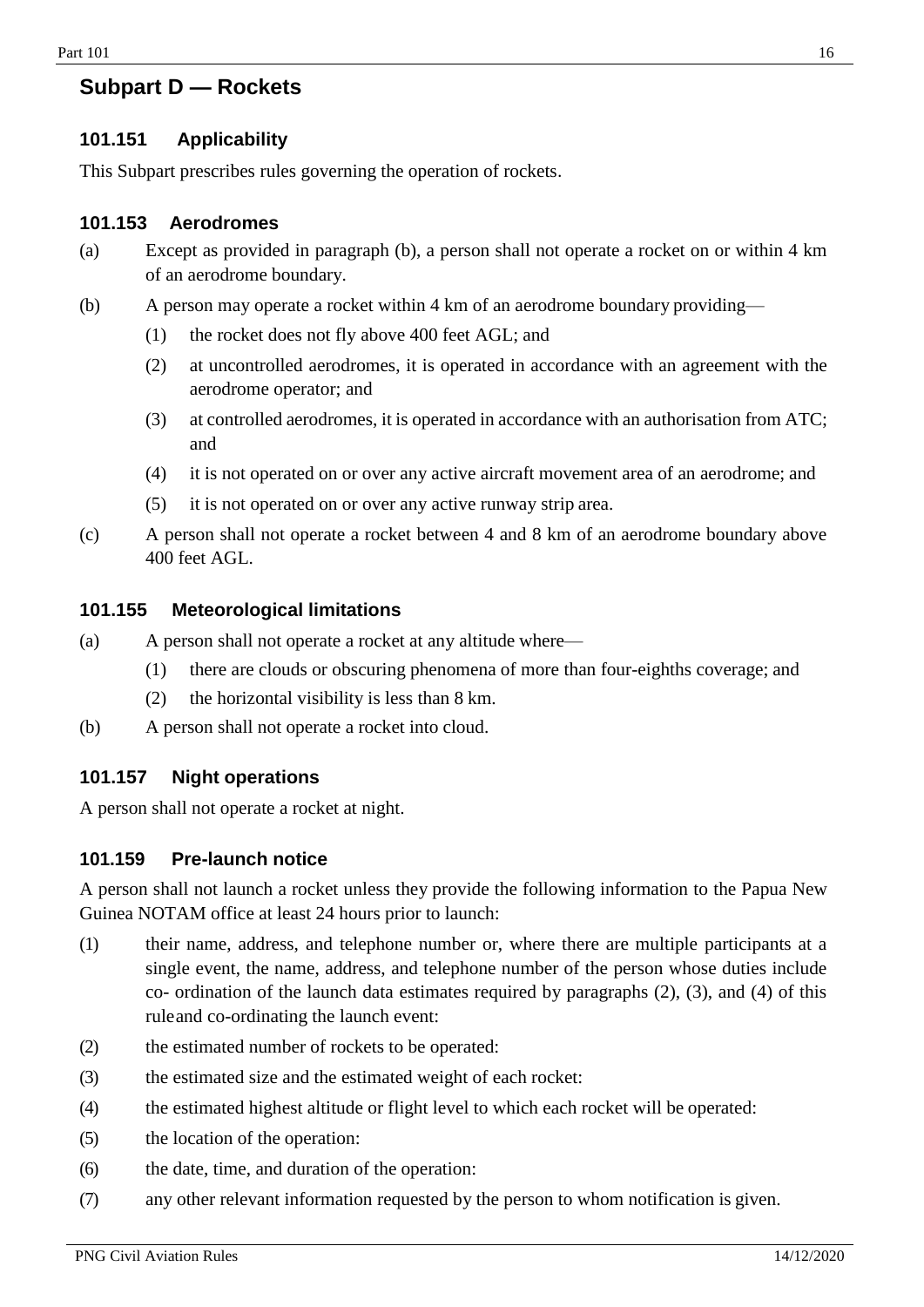## Subpart D — Rockets

### 101.151 Applicability

This Subpart prescribes rules governing the operation of rockets.

### 101.153 Aerodromes

(a) Except as provided in paragraph (b), a person shall not operate a rocket on or within 4 km of an aerodrome boundary.

(b) A person may operate a rocket within 4 km of an aerodrome boundary providing—

- (1) the rocket does not fly above 400 feet AGL; and
- (2) at uncontrolled aerodromes, it is operated in accordance with an agreement with the aerodrome operator; and
- (3) at controlled aerodromes, it is operated in accordance with an authorisation from ATC; and
- (4) it is not operated on or over any active aircraft movement area of an aerodrome; and
- (5) it is not operated on or over any active runway strip area.

(c) A person shall not operate a rocket between 4 and 8 km of an aerodrome boundary above 400 feet AGL.

### 101.155 Meteorological limitations

(a) A person shall not operate a rocket at any altitude where—

- (1) there are clouds or obscuring phenomena of more than four-eighths coverage; and
- (2) the horizontal visibility is less than 8 km.

(b) A person shall not operate a rocket into cloud.

### 101.157 Night operations

A person shall not operate a rocket at night.

### 101.159 Pre-launch notice

A person shall not launch a rocket unless they provide the following information to the Papua New Guinea NOTAM office at least 24 hours prior to launch:

(1) their name, address, and telephone number or, where there are multiple participants at a single event, the name, address, and telephone number of the person whose duties include co- ordination of the launch data estimates required by paragraphs (2), (3), and (4) of this rule and co-ordinating the launch event:

(2) the estimated number of rockets to be operated:

(3) the estimated size and the estimated weight of each rocket:

(4) the estimated highest altitude or flight level to which each rocket will be operated:

(5) the location of the operation:

(6) the date, time, and duration of the operation:

(7) any other relevant information requested by the person to whom notification is given.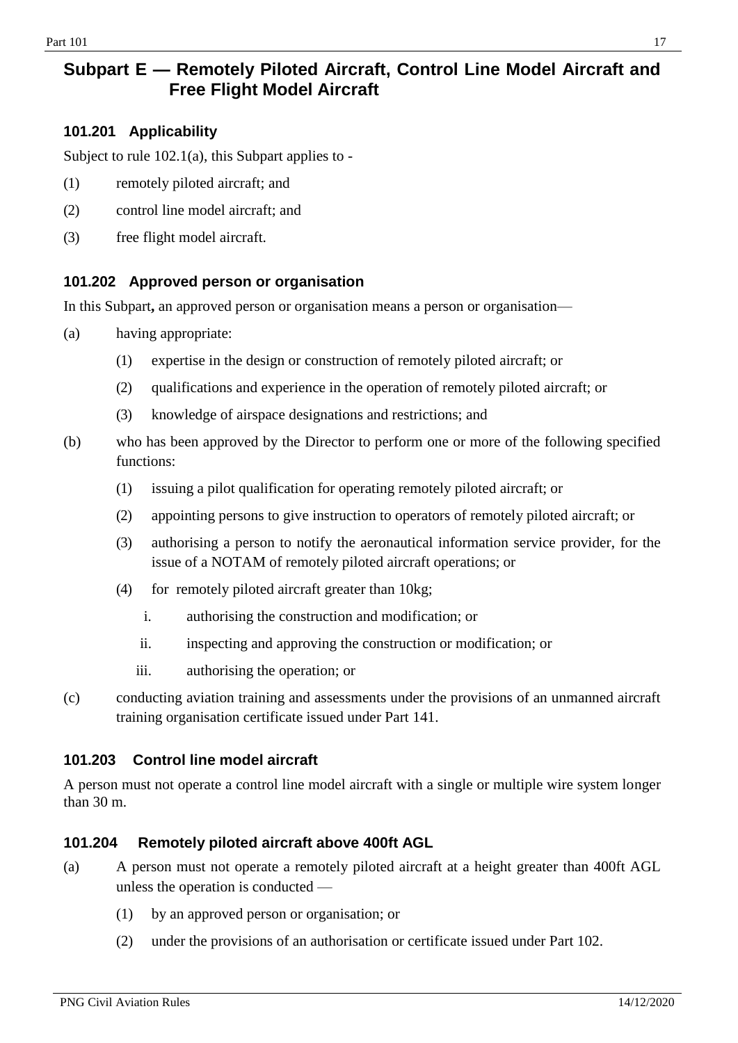## Subpart E — Remotely Piloted Aircraft, Control Line Model Aircraft and Free Flight Model Aircraft

### 101.201 Applicability

Subject to rule 102.1(a), this Subpart applies to -

(1) remotely piloted aircraft; and

(2) control line model aircraft; and

(3) free flight model aircraft.

### 101.202 Approved person or organisation

In this Subpart**,** an approved person or organisation means a person or organisation—

(a) having appropriate:

  (1) expertise in the design or construction of remotely piloted aircraft; or

  (2) qualifications and experience in the operation of remotely piloted aircraft; or

  (3) knowledge of airspace designations and restrictions; and

(b) who has been approved by the Director to perform one or more of the following specified functions:

  (1) issuing a pilot qualification for operating remotely piloted aircraft; or

  (2) appointing persons to give instruction to operators of remotely piloted aircraft; or

  (3) authorising a person to notify the aeronautical information service provider, for the issue of a NOTAM of remotely piloted aircraft operations; or

  (4) for remotely piloted aircraft greater than 10kg;

    i. authorising the construction and modification; or

    ii. inspecting and approving the construction or modification; or

    iii. authorising the operation; or

(c) conducting aviation training and assessments under the provisions of an unmanned aircraft training organisation certificate issued under Part 141.

### 101.203 Control line model aircraft

A person must not operate a control line model aircraft with a single or multiple wire system longer than 30 m.

### 101.204 Remotely piloted aircraft above 400ft AGL

(a) A person must not operate a remotely piloted aircraft at a height greater than 400ft AGL unless the operation is conducted —

  (1) by an approved person or organisation; or

  (2) under the provisions of an authorisation or certificate issued under Part 102.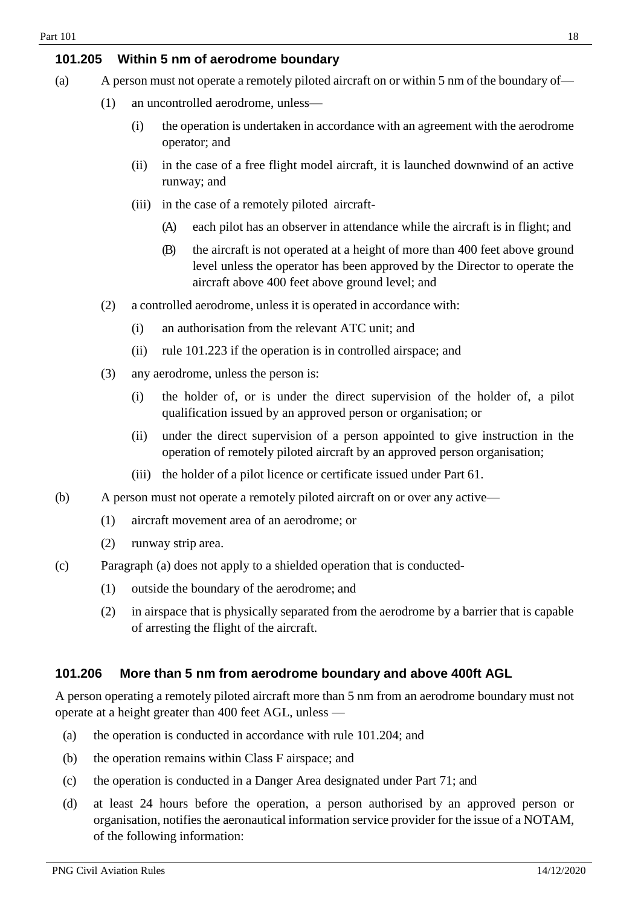### 101.205 Within 5 nm of aerodrome boundary

(a) A person must not operate a remotely piloted aircraft on or within 5 nm of the boundary of—

(1) an uncontrolled aerodrome, unless—

(i) the operation is undertaken in accordance with an agreement with the aerodrome operator; and

(ii) in the case of a free flight model aircraft, it is launched downwind of an active runway; and

(iii) in the case of a remotely piloted aircraft-

(A) each pilot has an observer in attendance while the aircraft is in flight; and

(B) the aircraft is not operated at a height of more than 400 feet above ground level unless the operator has been approved by the Director to operate the aircraft above 400 feet above ground level; and

(2) a controlled aerodrome, unless it is operated in accordance with:

(i) an authorisation from the relevant ATC unit; and

(ii) rule 101.223 if the operation is in controlled airspace; and

(3) any aerodrome, unless the person is:

(i) the holder of, or is under the direct supervision of the holder of, a pilot qualification issued by an approved person or organisation; or

(ii) under the direct supervision of a person appointed to give instruction in the operation of remotely piloted aircraft by an approved person organisation;

(iii) the holder of a pilot licence or certificate issued under Part 61.

(b) A person must not operate a remotely piloted aircraft on or over any active—

(1) aircraft movement area of an aerodrome; or

(2) runway strip area.

(c) Paragraph (a) does not apply to a shielded operation that is conducted-

(1) outside the boundary of the aerodrome; and

(2) in airspace that is physically separated from the aerodrome by a barrier that is capable of arresting the flight of the aircraft.

### 101.206 More than 5 nm from aerodrome boundary and above 400ft AGL

A person operating a remotely piloted aircraft more than 5 nm from an aerodrome boundary must not operate at a height greater than 400 feet AGL, unless —

(a) the operation is conducted in accordance with rule 101.204; and

(b) the operation remains within Class F airspace; and

(c) the operation is conducted in a Danger Area designated under Part 71; and

(d) at least 24 hours before the operation, a person authorised by an approved person or organisation, notifies the aeronautical information service provider for the issue of a NOTAM, of the following information: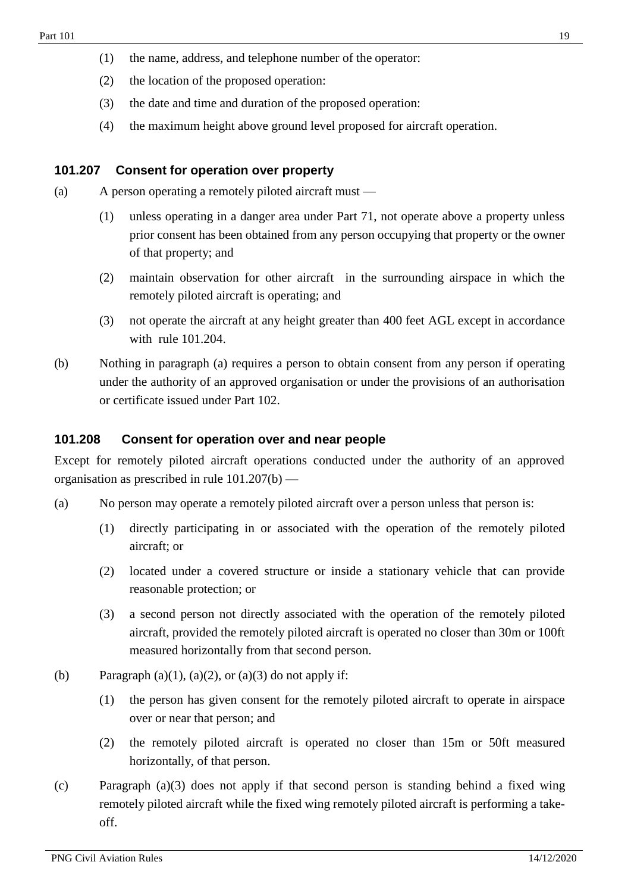(1) the name, address, and telephone number of the operator:

(2) the location of the proposed operation:

(3) the date and time and duration of the proposed operation:

(4) the maximum height above ground level proposed for aircraft operation.

### 101.207 Consent for operation over property

(a) A person operating a remotely piloted aircraft must —

(1) unless operating in a danger area under Part 71, not operate above a property unless prior consent has been obtained from any person occupying that property or the owner of that property; and

(2) maintain observation for other aircraft in the surrounding airspace in which the remotely piloted aircraft is operating; and

(3) not operate the aircraft at any height greater than 400 feet AGL except in accordance with rule 101.204.

(b) Nothing in paragraph (a) requires a person to obtain consent from any person if operating under the authority of an approved organisation or under the provisions of an authorisation or certificate issued under Part 102.

### 101.208 Consent for operation over and near people

Except for remotely piloted aircraft operations conducted under the authority of an approved organisation as prescribed in rule 101.207(b) —

(a) No person may operate a remotely piloted aircraft over a person unless that person is:

(1) directly participating in or associated with the operation of the remotely piloted aircraft; or

(2) located under a covered structure or inside a stationary vehicle that can provide reasonable protection; or

(3) a second person not directly associated with the operation of the remotely piloted aircraft, provided the remotely piloted aircraft is operated no closer than 30m or 100ft measured horizontally from that second person.

(b) Paragraph (a)(1), (a)(2), or (a)(3) do not apply if:

(1) the person has given consent for the remotely piloted aircraft to operate in airspace over or near that person; and

(2) the remotely piloted aircraft is operated no closer than 15m or 50ft measured horizontally, of that person.

(c) Paragraph (a)(3) does not apply if that second person is standing behind a fixed wing remotely piloted aircraft while the fixed wing remotely piloted aircraft is performing a take-off.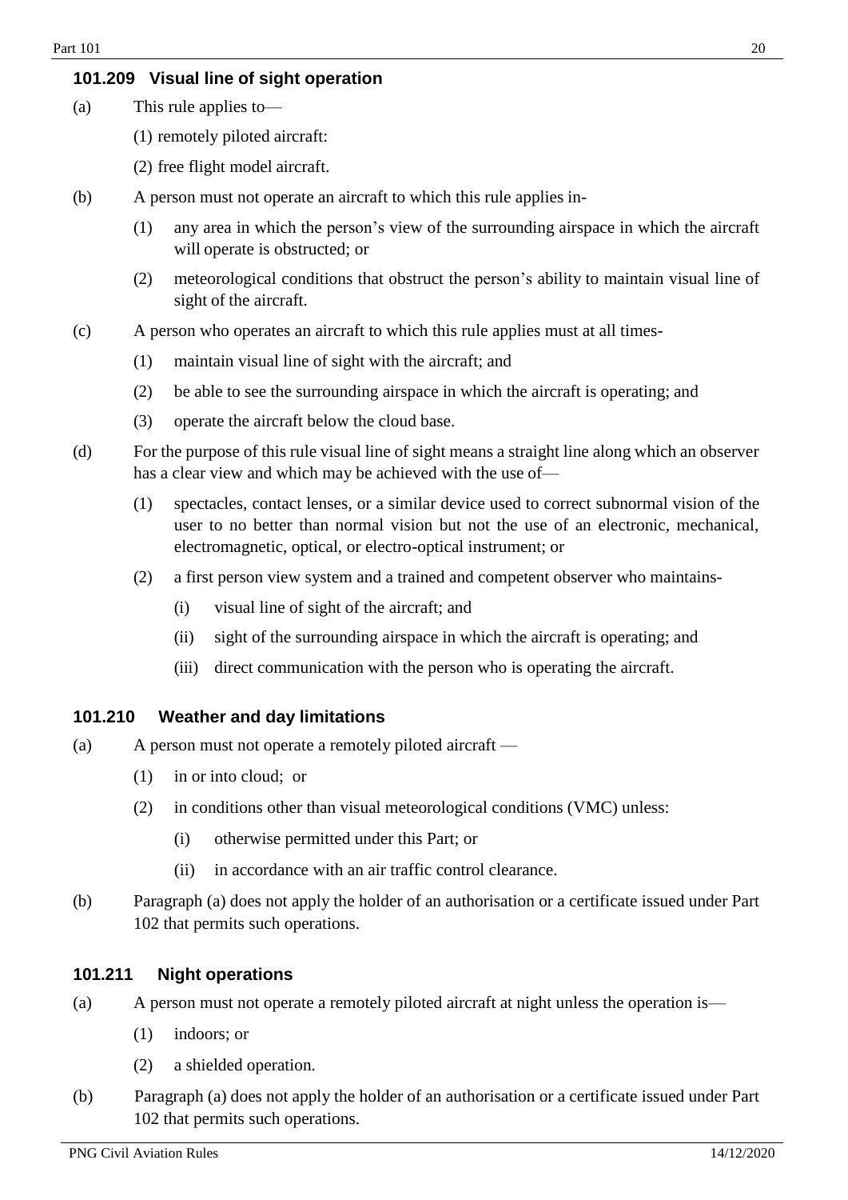### 101.209 Visual line of sight operation

(a) This rule applies to—

(1) remotely piloted aircraft:

(2) free flight model aircraft.

(b) A person must not operate an aircraft to which this rule applies in-

(1) any area in which the person's view of the surrounding airspace in which the aircraft will operate is obstructed; or

(2) meteorological conditions that obstruct the person's ability to maintain visual line of sight of the aircraft.

(c) A person who operates an aircraft to which this rule applies must at all times-

(1) maintain visual line of sight with the aircraft; and

(2) be able to see the surrounding airspace in which the aircraft is operating; and

(3) operate the aircraft below the cloud base.

(d) For the purpose of this rule visual line of sight means a straight line along which an observer has a clear view and which may be achieved with the use of—

(1) spectacles, contact lenses, or a similar device used to correct subnormal vision of the user to no better than normal vision but not the use of an electronic, mechanical, electromagnetic, optical, or electro-optical instrument; or

(2) a first person view system and a trained and competent observer who maintains-

(i) visual line of sight of the aircraft; and

(ii) sight of the surrounding airspace in which the aircraft is operating; and

(iii) direct communication with the person who is operating the aircraft.

### 101.210 Weather and day limitations

(a) A person must not operate a remotely piloted aircraft —

(1) in or into cloud; or

(2) in conditions other than visual meteorological conditions (VMC) unless:

(i) otherwise permitted under this Part; or

(ii) in accordance with an air traffic control clearance.

(b) Paragraph (a) does not apply the holder of an authorisation or a certificate issued under Part 102 that permits such operations.

### 101.211 Night operations

(a) A person must not operate a remotely piloted aircraft at night unless the operation is—

(1) indoors; or

(2) a shielded operation.

(b) Paragraph (a) does not apply the holder of an authorisation or a certificate issued under Part 102 that permits such operations.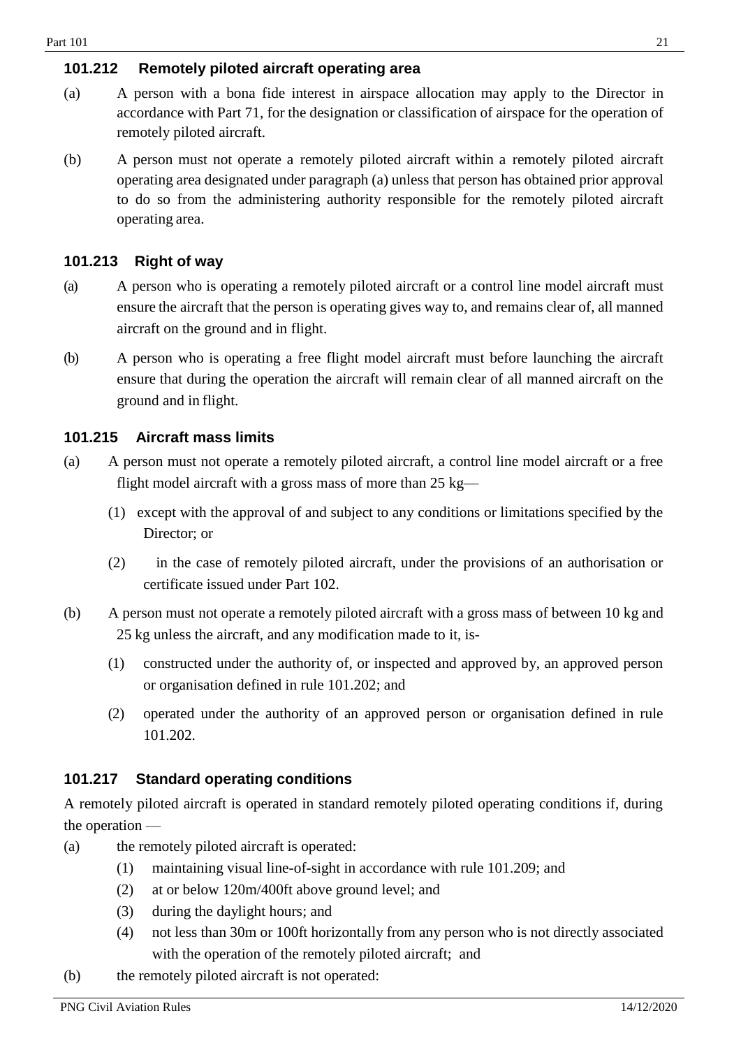### 101.212 Remotely piloted aircraft operating area

(a) A person with a bona fide interest in airspace allocation may apply to the Director in accordance with Part 71, for the designation or classification of airspace for the operation of remotely piloted aircraft.

(b) A person must not operate a remotely piloted aircraft within a remotely piloted aircraft operating area designated under paragraph (a) unless that person has obtained prior approval to do so from the administering authority responsible for the remotely piloted aircraft operating area.

### 101.213 Right of way

(a) A person who is operating a remotely piloted aircraft or a control line model aircraft must ensure the aircraft that the person is operating gives way to, and remains clear of, all manned aircraft on the ground and in flight.

(b) A person who is operating a free flight model aircraft must before launching the aircraft ensure that during the operation the aircraft will remain clear of all manned aircraft on the ground and in flight.

### 101.215 Aircraft mass limits

(a) A person must not operate a remotely piloted aircraft, a control line model aircraft or a free flight model aircraft with a gross mass of more than 25 kg—

(1) except with the approval of and subject to any conditions or limitations specified by the Director; or

(2) in the case of remotely piloted aircraft, under the provisions of an authorisation or certificate issued under Part 102.

(b) A person must not operate a remotely piloted aircraft with a gross mass of between 10 kg and 25 kg unless the aircraft, and any modification made to it, is-

(1) constructed under the authority of, or inspected and approved by, an approved person or organisation defined in rule 101.202; and

(2) operated under the authority of an approved person or organisation defined in rule 101.202.

### 101.217 Standard operating conditions

A remotely piloted aircraft is operated in standard remotely piloted operating conditions if, during the operation —

(a) the remotely piloted aircraft is operated:

(1) maintaining visual line-of-sight in accordance with rule 101.209; and

(2) at or below 120m/400ft above ground level; and

(3) during the daylight hours; and

(4) not less than 30m or 100ft horizontally from any person who is not directly associated with the operation of the remotely piloted aircraft; and

(b) the remotely piloted aircraft is not operated: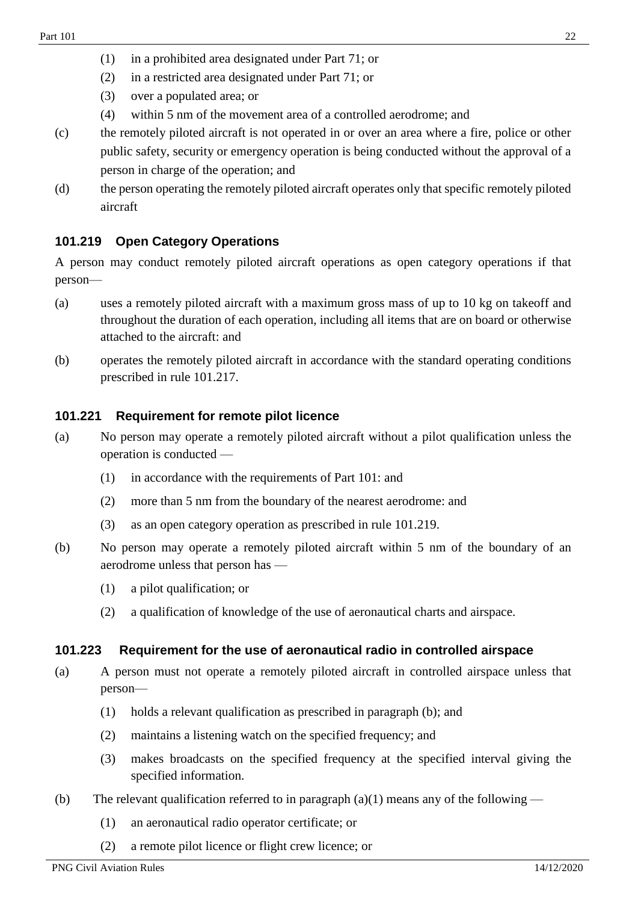(1) in a prohibited area designated under Part 71; or

(2) in a restricted area designated under Part 71; or

(3) over a populated area; or

(4) within 5 nm of the movement area of a controlled aerodrome; and

(c) the remotely piloted aircraft is not operated in or over an area where a fire, police or other public safety, security or emergency operation is being conducted without the approval of a person in charge of the operation; and

(d) the person operating the remotely piloted aircraft operates only that specific remotely piloted aircraft

### 101.219 Open Category Operations

A person may conduct remotely piloted aircraft operations as open category operations if that person—

(a) uses a remotely piloted aircraft with a maximum gross mass of up to 10 kg on takeoff and throughout the duration of each operation, including all items that are on board or otherwise attached to the aircraft: and

(b) operates the remotely piloted aircraft in accordance with the standard operating conditions prescribed in rule 101.217.

### 101.221 Requirement for remote pilot licence

(a) No person may operate a remotely piloted aircraft without a pilot qualification unless the operation is conducted —

(1) in accordance with the requirements of Part 101: and

(2) more than 5 nm from the boundary of the nearest aerodrome: and

(3) as an open category operation as prescribed in rule 101.219.

(b) No person may operate a remotely piloted aircraft within 5 nm of the boundary of an aerodrome unless that person has —

(1) a pilot qualification; or

(2) a qualification of knowledge of the use of aeronautical charts and airspace.

### 101.223 Requirement for the use of aeronautical radio in controlled airspace

(a) A person must not operate a remotely piloted aircraft in controlled airspace unless that person—

(1) holds a relevant qualification as prescribed in paragraph (b); and

(2) maintains a listening watch on the specified frequency; and

(3) makes broadcasts on the specified frequency at the specified interval giving the specified information.

(b) The relevant qualification referred to in paragraph (a)(1) means any of the following —

(1) an aeronautical radio operator certificate; or

(2) a remote pilot licence or flight crew licence; or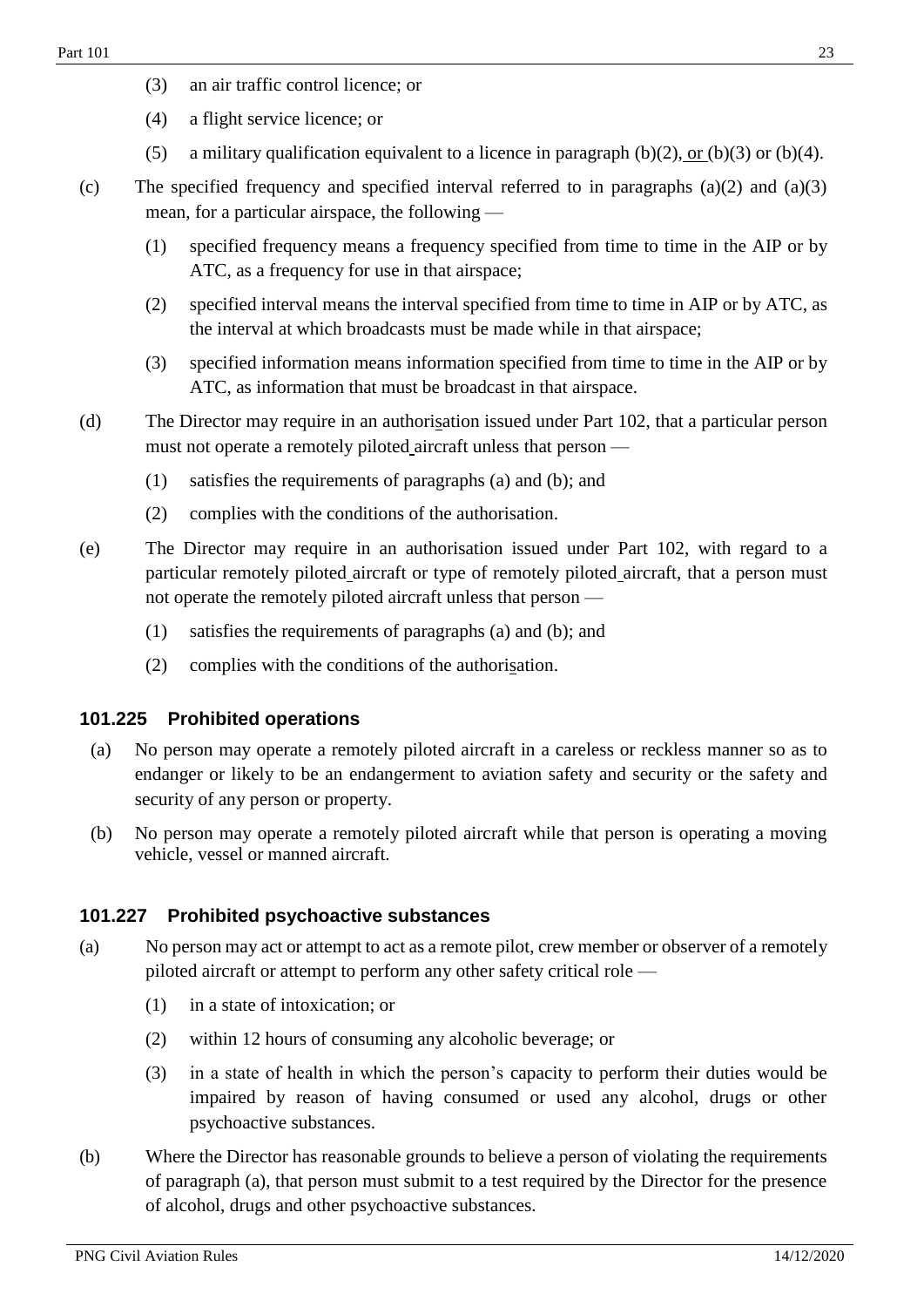(3) an air traffic control licence; or

(4) a flight service licence; or

(5) a military qualification equivalent to a licence in paragraph (b)(2), or (b)(3) or (b)(4).

(c) The specified frequency and specified interval referred to in paragraphs (a)(2) and (a)(3) mean, for a particular airspace, the following —

(1) specified frequency means a frequency specified from time to time in the AIP or by ATC, as a frequency for use in that airspace;

(2) specified interval means the interval specified from time to time in AIP or by ATC, as the interval at which broadcasts must be made while in that airspace;

(3) specified information means information specified from time to time in the AIP or by ATC, as information that must be broadcast in that airspace.

(d) The Director may require in an authorisation issued under Part 102, that a particular person must not operate a remotely piloted aircraft unless that person —

(1) satisfies the requirements of paragraphs (a) and (b); and

(2) complies with the conditions of the authorisation.

(e) The Director may require in an authorisation issued under Part 102, with regard to a particular remotely piloted aircraft or type of remotely piloted aircraft, that a person must not operate the remotely piloted aircraft unless that person —

(1) satisfies the requirements of paragraphs (a) and (b); and

(2) complies with the conditions of the authorisation.

### 101.225 Prohibited operations

(a) No person may operate a remotely piloted aircraft in a careless or reckless manner so as to endanger or likely to be an endangerment to aviation safety and security or the safety and security of any person or property.

(b) No person may operate a remotely piloted aircraft while that person is operating a moving vehicle, vessel or manned aircraft.

### 101.227 Prohibited psychoactive substances

(a) No person may act or attempt to act as a remote pilot, crew member or observer of a remotely piloted aircraft or attempt to perform any other safety critical role —

(1) in a state of intoxication; or

(2) within 12 hours of consuming any alcoholic beverage; or

(3) in a state of health in which the person's capacity to perform their duties would be impaired by reason of having consumed or used any alcohol, drugs or other psychoactive substances.

(b) Where the Director has reasonable grounds to believe a person of violating the requirements of paragraph (a), that person must submit to a test required by the Director for the presence of alcohol, drugs and other psychoactive substances.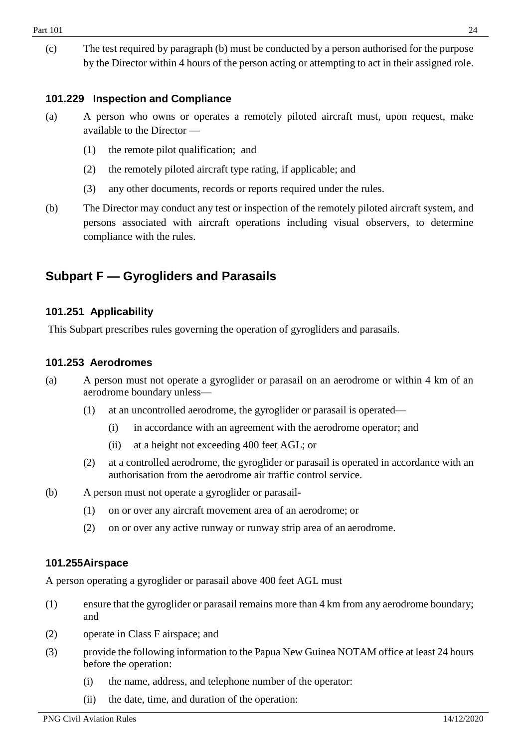(c) The test required by paragraph (b) must be conducted by a person authorised for the purpose by the Director within 4 hours of the person acting or attempting to act in their assigned role.

### 101.229 Inspection and Compliance

(a) A person who owns or operates a remotely piloted aircraft must, upon request, make available to the Director —

  (1) the remote pilot qualification; and

  (2) the remotely piloted aircraft type rating, if applicable; and

  (3) any other documents, records or reports required under the rules.

(b) The Director may conduct any test or inspection of the remotely piloted aircraft system, and persons associated with aircraft operations including visual observers, to determine compliance with the rules.

## Subpart F — Gyrogliders and Parasails

### 101.251 Applicability

This Subpart prescribes rules governing the operation of gyrogliders and parasails.

### 101.253 Aerodromes

(a) A person must not operate a gyroglider or parasail on an aerodrome or within 4 km of an aerodrome boundary unless—

  (1) at an uncontrolled aerodrome, the gyroglider or parasail is operated—

    (i) in accordance with an agreement with the aerodrome operator; and

    (ii) at a height not exceeding 400 feet AGL; or

  (2) at a controlled aerodrome, the gyroglider or parasail is operated in accordance with an authorisation from the aerodrome air traffic control service.

(b) A person must not operate a gyroglider or parasail-

  (1) on or over any aircraft movement area of an aerodrome; or

  (2) on or over any active runway or runway strip area of an aerodrome.

### 101.255Airspace

A person operating a gyroglider or parasail above 400 feet AGL must

(1) ensure that the gyroglider or parasail remains more than 4 km from any aerodrome boundary; and

(2) operate in Class F airspace; and

(3) provide the following information to the Papua New Guinea NOTAM office at least 24 hours before the operation:

  (i) the name, address, and telephone number of the operator:

  (ii) the date, time, and duration of the operation: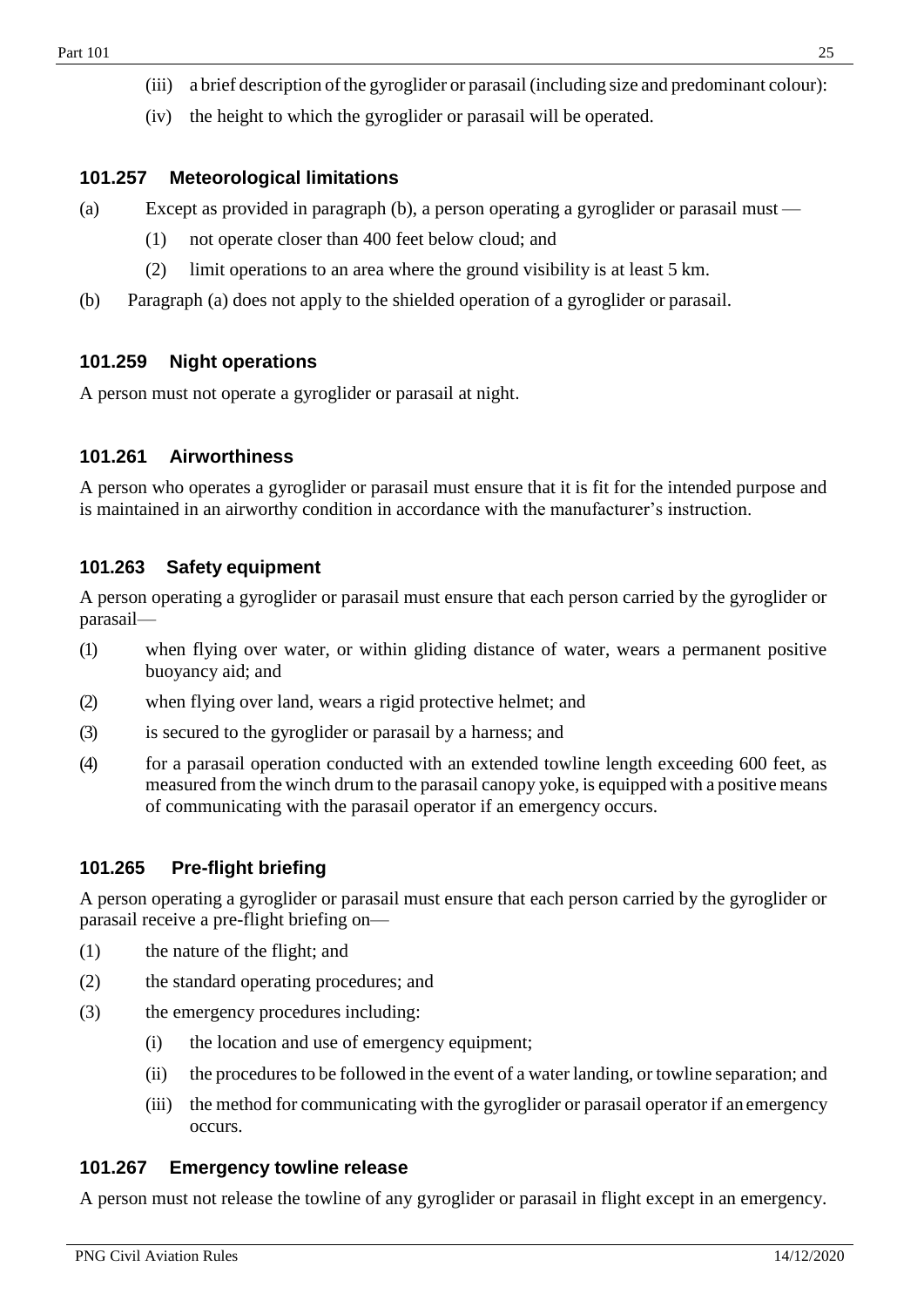(iii) a brief description of the gyroglider or parasail (including size and predominant colour):

(iv) the height to which the gyroglider or parasail will be operated.

### 101.257 Meteorological limitations

(a) Except as provided in paragraph (b), a person operating a gyroglider or parasail must —

(1) not operate closer than 400 feet below cloud; and

(2) limit operations to an area where the ground visibility is at least 5 km.

(b) Paragraph (a) does not apply to the shielded operation of a gyroglider or parasail.

### 101.259 Night operations

A person must not operate a gyroglider or parasail at night.

### 101.261 Airworthiness

A person who operates a gyroglider or parasail must ensure that it is fit for the intended purpose and is maintained in an airworthy condition in accordance with the manufacturer's instruction.

### 101.263 Safety equipment

A person operating a gyroglider or parasail must ensure that each person carried by the gyroglider or parasail—

(1) when flying over water, or within gliding distance of water, wears a permanent positive buoyancy aid; and

(2) when flying over land, wears a rigid protective helmet; and

(3) is secured to the gyroglider or parasail by a harness; and

(4) for a parasail operation conducted with an extended towline length exceeding 600 feet, as measured from the winch drum to the parasail canopy yoke, is equipped with a positive means of communicating with the parasail operator if an emergency occurs.

### 101.265 Pre-flight briefing

A person operating a gyroglider or parasail must ensure that each person carried by the gyroglider or parasail receive a pre-flight briefing on—

(1) the nature of the flight; and

(2) the standard operating procedures; and

(3) the emergency procedures including:

(i) the location and use of emergency equipment;

(ii) the procedures to be followed in the event of a water landing, or towline separation; and

(iii) the method for communicating with the gyroglider or parasail operator if an emergency occurs.

### 101.267 Emergency towline release

A person must not release the towline of any gyroglider or parasail in flight except in an emergency.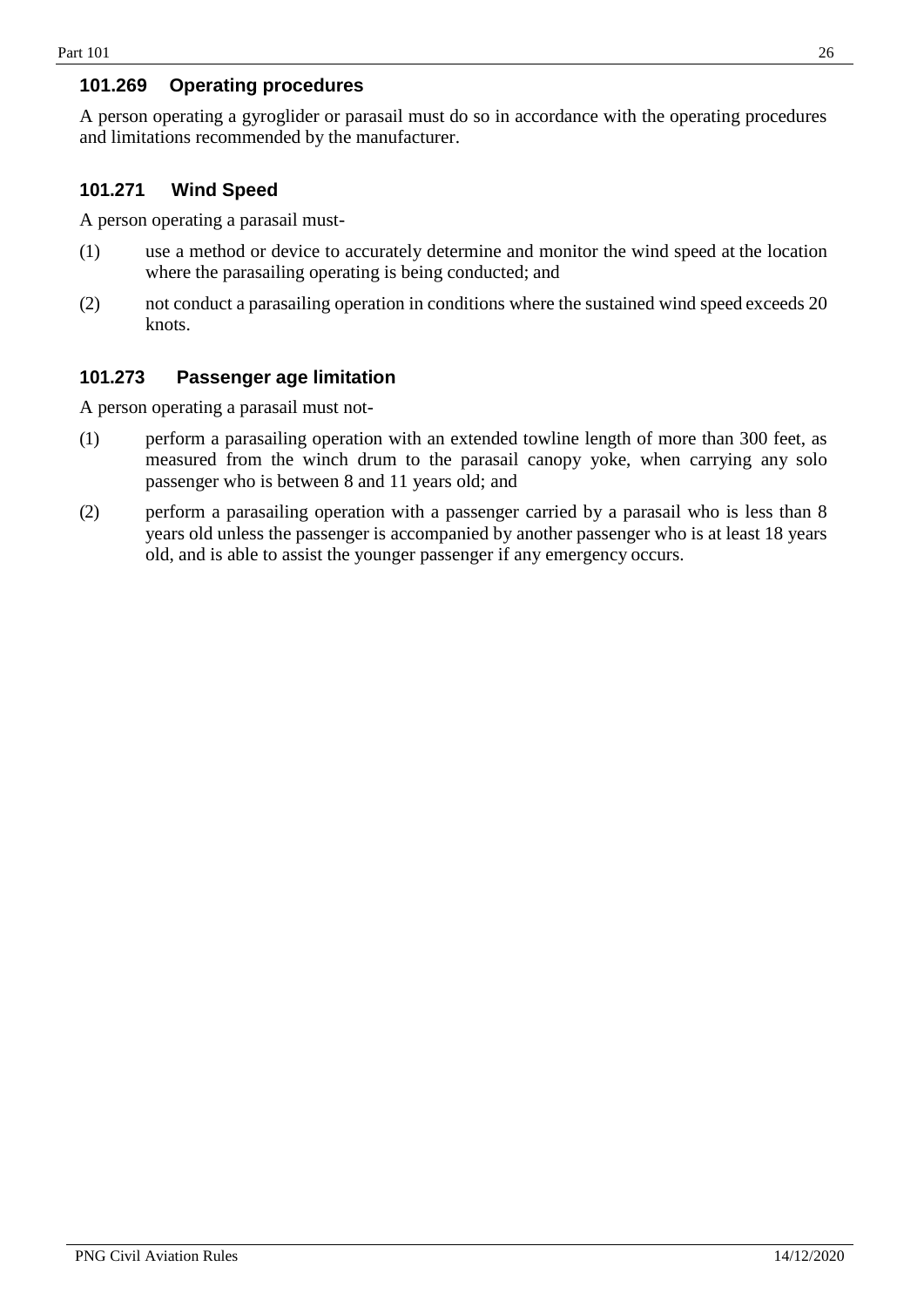### 101.269 Operating procedures

A person operating a gyroglider or parasail must do so in accordance with the operating procedures and limitations recommended by the manufacturer.

### 101.271 Wind Speed

A person operating a parasail must-

(1) use a method or device to accurately determine and monitor the wind speed at the location where the parasailing operating is being conducted; and

(2) not conduct a parasailing operation in conditions where the sustained wind speed exceeds 20 knots.

### 101.273 Passenger age limitation

A person operating a parasail must not-

(1) perform a parasailing operation with an extended towline length of more than 300 feet, as measured from the winch drum to the parasail canopy yoke, when carrying any solo passenger who is between 8 and 11 years old; and

(2) perform a parasailing operation with a passenger carried by a parasail who is less than 8 years old unless the passenger is accompanied by another passenger who is at least 18 years old, and is able to assist the younger passenger if any emergency occurs.